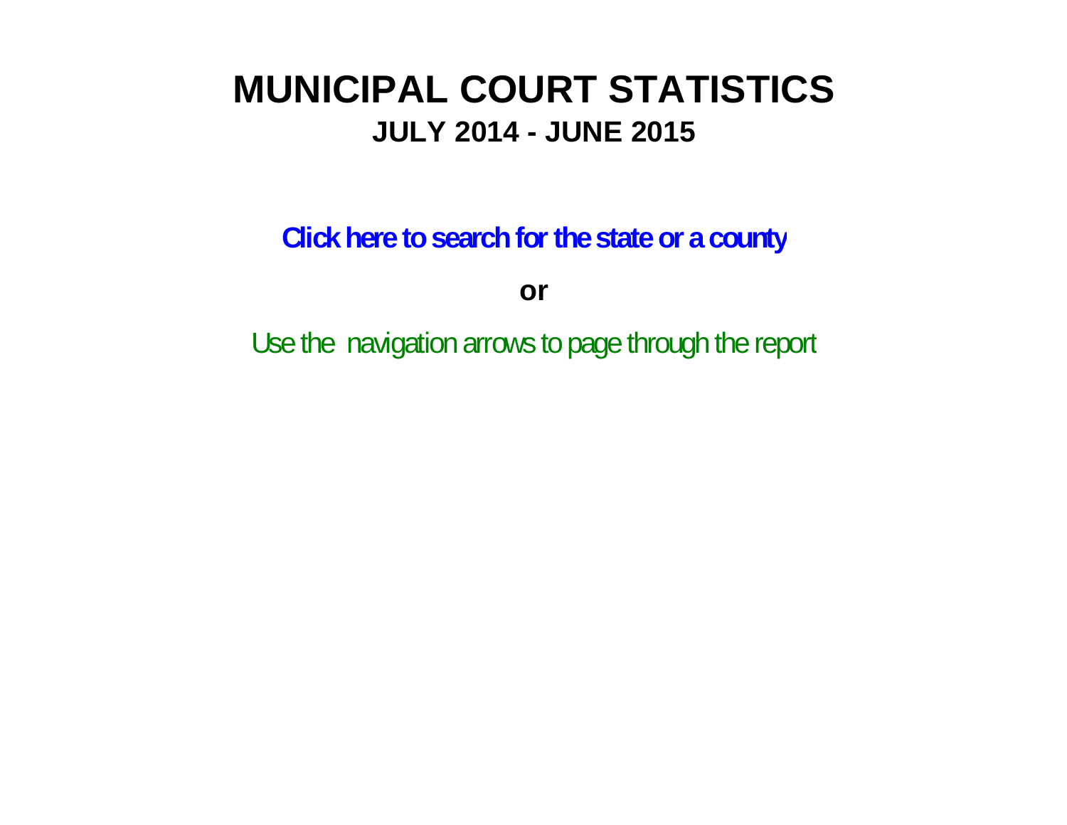# MUNICIPAL COURT STATISTICS

## JULY 2014 - JUNE 2015

**Click here to search for the state or a county**

**or**

Use the navigation arrows to page through the report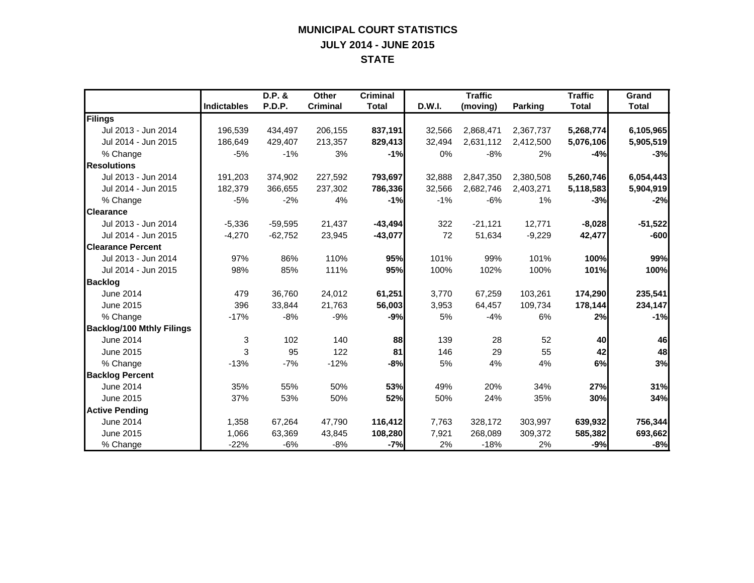# MUNICIPAL COURT STATISTICS
## JULY 2014 - JUNE 2015
## STATE

| | Indictables | D.P. & P.D.P. | Other Criminal | Criminal Total | D.W.I. | Traffic (moving) | Parking | Traffic Total | Grand Total |
|---|---|---|---|---|---|---|---|---|---|
| **Filings** | | | | | | | | | |
| Jul 2013 - Jun 2014 | 196,539 | 434,497 | 206,155 | **837,191** | 32,566 | 2,868,471 | 2,367,737 | **5,268,774** | **6,105,965** |
| Jul 2014 - Jun 2015 | 186,649 | 429,407 | 213,357 | **829,413** | 32,494 | 2,631,112 | 2,412,500 | **5,076,106** | **5,905,519** |
| % Change | -5% | -1% | 3% | **-1%** | 0% | -8% | 2% | **-4%** | **-3%** |
| **Resolutions** | | | | | | | | | |
| Jul 2013 - Jun 2014 | 191,203 | 374,902 | 227,592 | **793,697** | 32,888 | 2,847,350 | 2,380,508 | **5,260,746** | **6,054,443** |
| Jul 2014 - Jun 2015 | 182,379 | 366,655 | 237,302 | **786,336** | 32,566 | 2,682,746 | 2,403,271 | **5,118,583** | **5,904,919** |
| % Change | -5% | -2% | 4% | **-1%** | -1% | -6% | 1% | **-3%** | **-2%** |
| **Clearance** | | | | | | | | | |
| Jul 2013 - Jun 2014 | -5,336 | -59,595 | 21,437 | **-43,494** | 322 | -21,121 | 12,771 | **-8,028** | **-51,522** |
| Jul 2014 - Jun 2015 | -4,270 | -62,752 | 23,945 | **-43,077** | 72 | 51,634 | -9,229 | **42,477** | **-600** |
| **Clearance Percent** | | | | | | | | | |
| Jul 2013 - Jun 2014 | 97% | 86% | 110% | **95%** | 101% | 99% | 101% | **100%** | **99%** |
| Jul 2014 - Jun 2015 | 98% | 85% | 111% | **95%** | 100% | 102% | 100% | **101%** | **100%** |
| **Backlog** | | | | | | | | | |
| June 2014 | 479 | 36,760 | 24,012 | **61,251** | 3,770 | 67,259 | 103,261 | **174,290** | **235,541** |
| June 2015 | 396 | 33,844 | 21,763 | **56,003** | 3,953 | 64,457 | 109,734 | **178,144** | **234,147** |
| % Change | -17% | -8% | -9% | **-9%** | 5% | -4% | 6% | **2%** | **-1%** |
| **Backlog/100 Mthly Filings** | | | | | | | | | |
| June 2014 | 3 | 102 | 140 | **88** | 139 | 28 | 52 | **40** | **46** |
| June 2015 | 3 | 95 | 122 | **81** | 146 | 29 | 55 | **42** | **48** |
| % Change | -13% | -7% | -12% | **-8%** | 5% | 4% | 4% | **6%** | **3%** |
| **Backlog Percent** | | | | | | | | | |
| June 2014 | 35% | 55% | 50% | **53%** | 49% | 20% | 34% | **27%** | **31%** |
| June 2015 | 37% | 53% | 50% | **52%** | 50% | 24% | 35% | **30%** | **34%** |
| **Active Pending** | | | | | | | | | |
| June 2014 | 1,358 | 67,264 | 47,790 | **116,412** | 7,763 | 328,172 | 303,997 | **639,932** | **756,344** |
| June 2015 | 1,066 | 63,369 | 43,845 | **108,280** | 7,921 | 268,089 | 309,372 | **585,382** | **693,662** |
| % Change | -22% | -6% | -8% | **-7%** | 2% | -18% | 2% | **-9%** | **-8%** |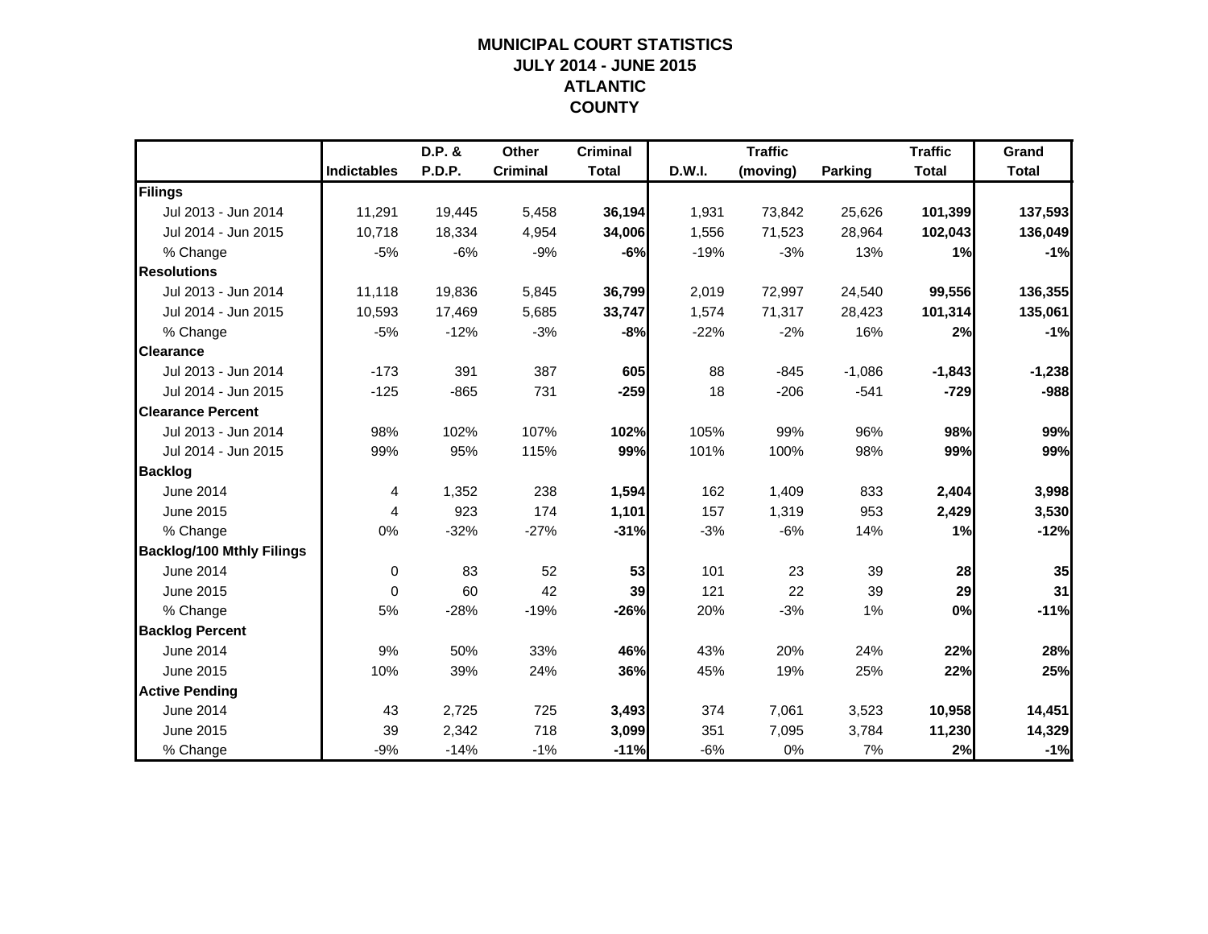# MUNICIPAL COURT STATISTICS
## JULY 2014 - JUNE 2015
## ATLANTIC COUNTY

| | Indictables | D.P. & P.D.P. | Other Criminal | Criminal Total | D.W.I. | Traffic (moving) | Parking | Traffic Total | Grand Total |
|---|---|---|---|---|---|---|---|---|---|
| **Filings** | | | | | | | | | |
| Jul 2013 - Jun 2014 | 11,291 | 19,445 | 5,458 | **36,194** | 1,931 | 73,842 | 25,626 | **101,399** | **137,593** |
| Jul 2014 - Jun 2015 | 10,718 | 18,334 | 4,954 | **34,006** | 1,556 | 71,523 | 28,964 | **102,043** | **136,049** |
| % Change | -5% | -6% | -9% | **-6%** | -19% | -3% | 13% | **1%** | **-1%** |
| **Resolutions** | | | | | | | | | |
| Jul 2013 - Jun 2014 | 11,118 | 19,836 | 5,845 | **36,799** | 2,019 | 72,997 | 24,540 | **99,556** | **136,355** |
| Jul 2014 - Jun 2015 | 10,593 | 17,469 | 5,685 | **33,747** | 1,574 | 71,317 | 28,423 | **101,314** | **135,061** |
| % Change | -5% | -12% | -3% | **-8%** | -22% | -2% | 16% | **2%** | **-1%** |
| **Clearance** | | | | | | | | | |
| Jul 2013 - Jun 2014 | -173 | 391 | 387 | **605** | 88 | -845 | -1,086 | **-1,843** | **-1,238** |
| Jul 2014 - Jun 2015 | -125 | -865 | 731 | **-259** | 18 | -206 | -541 | **-729** | **-988** |
| **Clearance Percent** | | | | | | | | | |
| Jul 2013 - Jun 2014 | 98% | 102% | 107% | **102%** | 105% | 99% | 96% | **98%** | **99%** |
| Jul 2014 - Jun 2015 | 99% | 95% | 115% | **99%** | 101% | 100% | 98% | **99%** | **99%** |
| **Backlog** | | | | | | | | | |
| June 2014 | 4 | 1,352 | 238 | **1,594** | 162 | 1,409 | 833 | **2,404** | **3,998** |
| June 2015 | 4 | 923 | 174 | **1,101** | 157 | 1,319 | 953 | **2,429** | **3,530** |
| % Change | 0% | -32% | -27% | **-31%** | -3% | -6% | 14% | **1%** | **-12%** |
| **Backlog/100 Mthly Filings** | | | | | | | | | |
| June 2014 | 0 | 83 | 52 | **53** | 101 | 23 | 39 | **28** | **35** |
| June 2015 | 0 | 60 | 42 | **39** | 121 | 22 | 39 | **29** | **31** |
| % Change | 5% | -28% | -19% | **-26%** | 20% | -3% | 1% | **0%** | **-11%** |
| **Backlog Percent** | | | | | | | | | |
| June 2014 | 9% | 50% | 33% | **46%** | 43% | 20% | 24% | **22%** | **28%** |
| June 2015 | 10% | 39% | 24% | **36%** | 45% | 19% | 25% | **22%** | **25%** |
| **Active Pending** | | | | | | | | | |
| June 2014 | 43 | 2,725 | 725 | **3,493** | 374 | 7,061 | 3,523 | **10,958** | **14,451** |
| June 2015 | 39 | 2,342 | 718 | **3,099** | 351 | 7,095 | 3,784 | **11,230** | **14,329** |
| % Change | -9% | -14% | -1% | **-11%** | -6% | 0% | 7% | **2%** | **-1%** |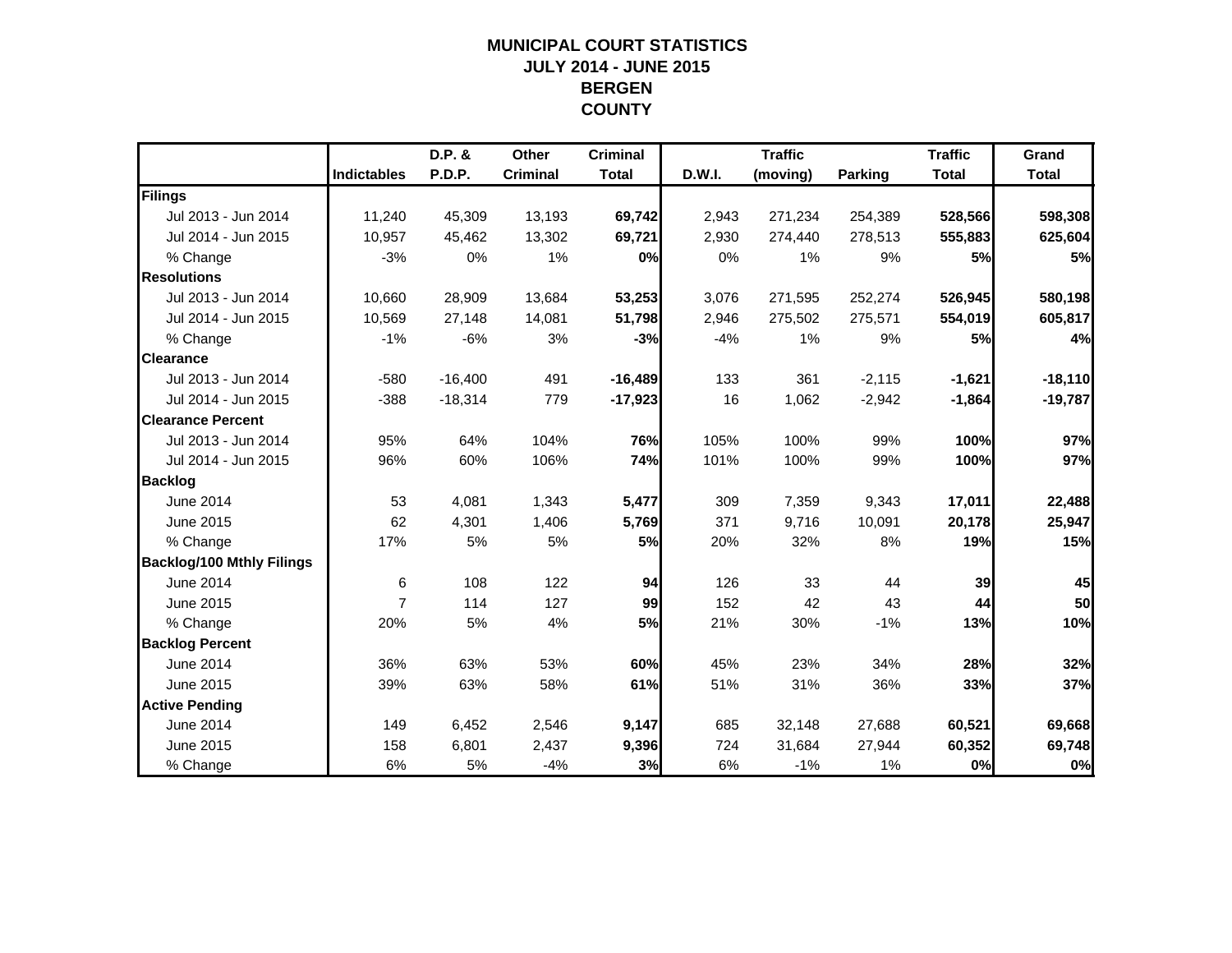# MUNICIPAL COURT STATISTICS
## JULY 2014 - JUNE 2015
## BERGEN
## COUNTY

| | Indictables | D.P. & P.D.P. | Other Criminal | Criminal Total | D.W.I. | Traffic (moving) | Parking | Traffic Total | Grand Total |
|---|---|---|---|---|---|---|---|---|---|
| **Filings** | | | | | | | | | |
| Jul 2013 - Jun 2014 | 11,240 | 45,309 | 13,193 | **69,742** | 2,943 | 271,234 | 254,389 | **528,566** | **598,308** |
| Jul 2014 - Jun 2015 | 10,957 | 45,462 | 13,302 | **69,721** | 2,930 | 274,440 | 278,513 | **555,883** | **625,604** |
| % Change | -3% | 0% | 1% | **0%** | 0% | 1% | 9% | **5%** | **5%** |
| **Resolutions** | | | | | | | | | |
| Jul 2013 - Jun 2014 | 10,660 | 28,909 | 13,684 | **53,253** | 3,076 | 271,595 | 252,274 | **526,945** | **580,198** |
| Jul 2014 - Jun 2015 | 10,569 | 27,148 | 14,081 | **51,798** | 2,946 | 275,502 | 275,571 | **554,019** | **605,817** |
| % Change | -1% | -6% | 3% | **-3%** | -4% | 1% | 9% | **5%** | **4%** |
| **Clearance** | | | | | | | | | |
| Jul 2013 - Jun 2014 | -580 | -16,400 | 491 | **-16,489** | 133 | 361 | -2,115 | **-1,621** | **-18,110** |
| Jul 2014 - Jun 2015 | -388 | -18,314 | 779 | **-17,923** | 16 | 1,062 | -2,942 | **-1,864** | **-19,787** |
| **Clearance Percent** | | | | | | | | | |
| Jul 2013 - Jun 2014 | 95% | 64% | 104% | **76%** | 105% | 100% | 99% | **100%** | **97%** |
| Jul 2014 - Jun 2015 | 96% | 60% | 106% | **74%** | 101% | 100% | 99% | **100%** | **97%** |
| **Backlog** | | | | | | | | | |
| June 2014 | 53 | 4,081 | 1,343 | **5,477** | 309 | 7,359 | 9,343 | **17,011** | **22,488** |
| June 2015 | 62 | 4,301 | 1,406 | **5,769** | 371 | 9,716 | 10,091 | **20,178** | **25,947** |
| % Change | 17% | 5% | 5% | **5%** | 20% | 32% | 8% | **19%** | **15%** |
| **Backlog/100 Mthly Filings** | | | | | | | | | |
| June 2014 | 6 | 108 | 122 | **94** | 126 | 33 | 44 | **39** | **45** |
| June 2015 | 7 | 114 | 127 | **99** | 152 | 42 | 43 | **44** | **50** |
| % Change | 20% | 5% | 4% | **5%** | 21% | 30% | -1% | **13%** | **10%** |
| **Backlog Percent** | | | | | | | | | |
| June 2014 | 36% | 63% | 53% | **60%** | 45% | 23% | 34% | **28%** | **32%** |
| June 2015 | 39% | 63% | 58% | **61%** | 51% | 31% | 36% | **33%** | **37%** |
| **Active Pending** | | | | | | | | | |
| June 2014 | 149 | 6,452 | 2,546 | **9,147** | 685 | 32,148 | 27,688 | **60,521** | **69,668** |
| June 2015 | 158 | 6,801 | 2,437 | **9,396** | 724 | 31,684 | 27,944 | **60,352** | **69,748** |
| % Change | 6% | 5% | -4% | **3%** | 6% | -1% | 1% | **0%** | **0%** |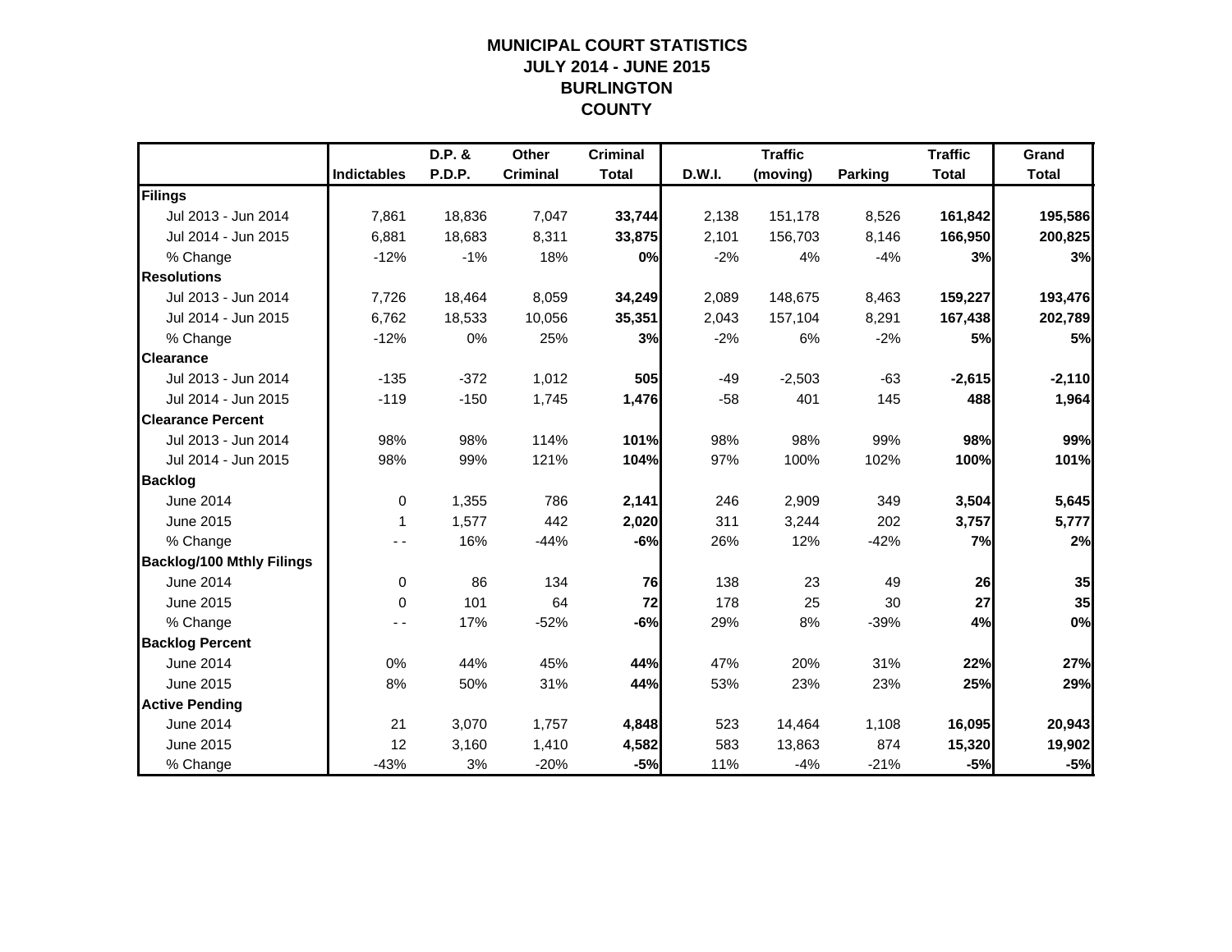# MUNICIPAL COURT STATISTICS
## JULY 2014 - JUNE 2015
## BURLINGTON COUNTY

| | Indictables | D.P. & P.D.P. | Other Criminal | Criminal Total | D.W.I. | Traffic (moving) | Parking | Traffic Total | Grand Total |
|---|---|---|---|---|---|---|---|---|---|
| **Filings** | | | | | | | | | |
| Jul 2013 - Jun 2014 | 7,861 | 18,836 | 7,047 | **33,744** | 2,138 | 151,178 | 8,526 | **161,842** | **195,586** |
| Jul 2014 - Jun 2015 | 6,881 | 18,683 | 8,311 | **33,875** | 2,101 | 156,703 | 8,146 | **166,950** | **200,825** |
| % Change | -12% | -1% | 18% | **0%** | -2% | 4% | -4% | **3%** | **3%** |
| **Resolutions** | | | | | | | | | |
| Jul 2013 - Jun 2014 | 7,726 | 18,464 | 8,059 | **34,249** | 2,089 | 148,675 | 8,463 | **159,227** | **193,476** |
| Jul 2014 - Jun 2015 | 6,762 | 18,533 | 10,056 | **35,351** | 2,043 | 157,104 | 8,291 | **167,438** | **202,789** |
| % Change | -12% | 0% | 25% | **3%** | -2% | 6% | -2% | **5%** | **5%** |
| **Clearance** | | | | | | | | | |
| Jul 2013 - Jun 2014 | -135 | -372 | 1,012 | **505** | -49 | -2,503 | -63 | **-2,615** | **-2,110** |
| Jul 2014 - Jun 2015 | -119 | -150 | 1,745 | **1,476** | -58 | 401 | 145 | **488** | **1,964** |
| **Clearance Percent** | | | | | | | | | |
| Jul 2013 - Jun 2014 | 98% | 98% | 114% | **101%** | 98% | 98% | 99% | **98%** | **99%** |
| Jul 2014 - Jun 2015 | 98% | 99% | 121% | **104%** | 97% | 100% | 102% | **100%** | **101%** |
| **Backlog** | | | | | | | | | |
| June 2014 | 0 | 1,355 | 786 | **2,141** | 246 | 2,909 | 349 | **3,504** | **5,645** |
| June 2015 | 1 | 1,577 | 442 | **2,020** | 311 | 3,244 | 202 | **3,757** | **5,777** |
| % Change | - - | 16% | -44% | **-6%** | 26% | 12% | -42% | **7%** | **2%** |
| **Backlog/100 Mthly Filings** | | | | | | | | | |
| June 2014 | 0 | 86 | 134 | **76** | 138 | 23 | 49 | **26** | **35** |
| June 2015 | 0 | 101 | 64 | **72** | 178 | 25 | 30 | **27** | **35** |
| % Change | - - | 17% | -52% | **-6%** | 29% | 8% | -39% | **4%** | **0%** |
| **Backlog Percent** | | | | | | | | | |
| June 2014 | 0% | 44% | 45% | **44%** | 47% | 20% | 31% | **22%** | **27%** |
| June 2015 | 8% | 50% | 31% | **44%** | 53% | 23% | 23% | **25%** | **29%** |
| **Active Pending** | | | | | | | | | |
| June 2014 | 21 | 3,070 | 1,757 | **4,848** | 523 | 14,464 | 1,108 | **16,095** | **20,943** |
| June 2015 | 12 | 3,160 | 1,410 | **4,582** | 583 | 13,863 | 874 | **15,320** | **19,902** |
| % Change | -43% | 3% | -20% | **-5%** | 11% | -4% | -21% | **-5%** | **-5%** |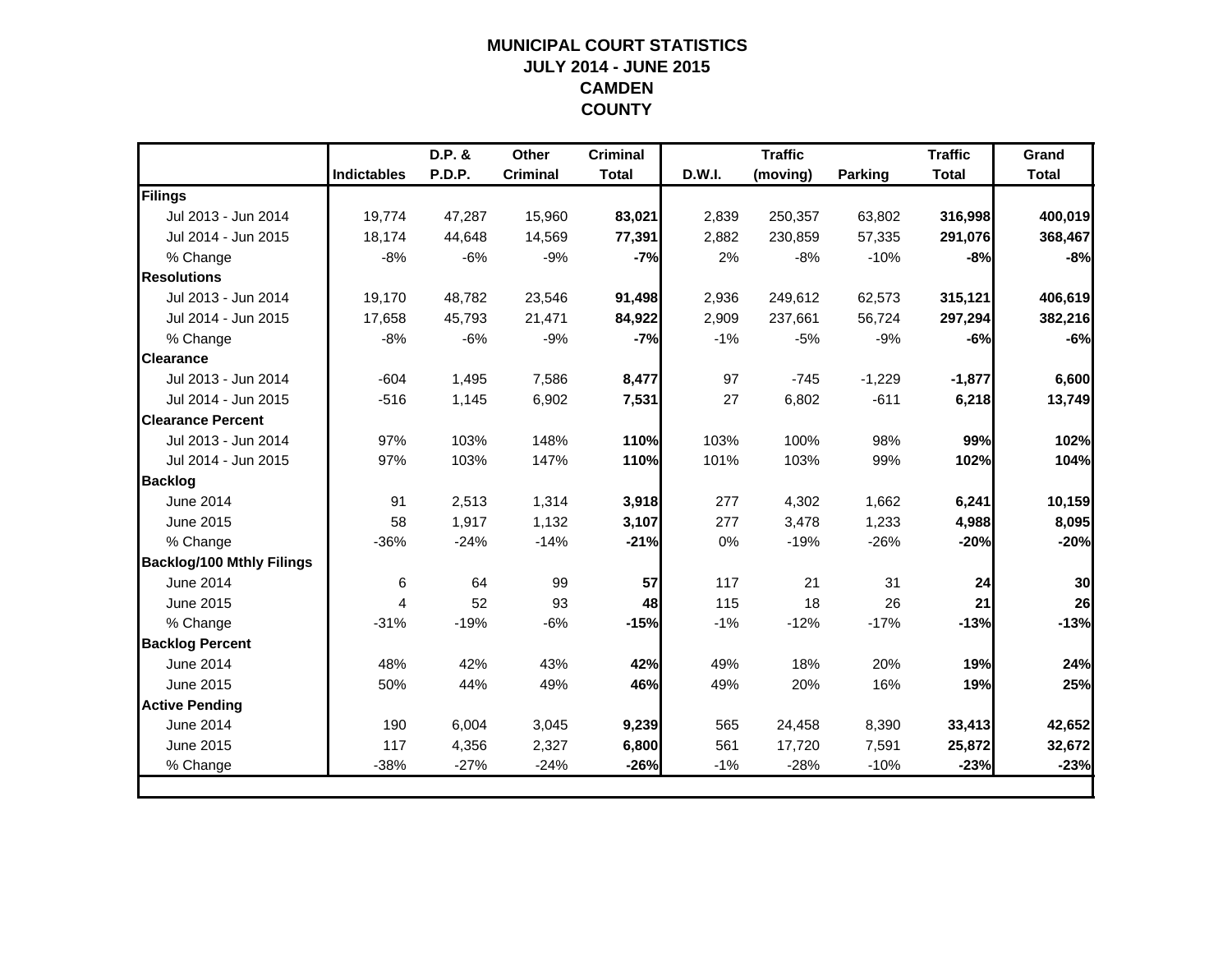# MUNICIPAL COURT STATISTICS
## JULY 2014 - JUNE 2015
## CAMDEN COUNTY

| | Indictables | D.P. & P.D.P. | Other Criminal | Criminal Total | D.W.I. | Traffic (moving) | Parking | Traffic Total | Grand Total |
|---|---|---|---|---|---|---|---|---|---|
| **Filings** | | | | | | | | | |
| Jul 2013 - Jun 2014 | 19,774 | 47,287 | 15,960 | **83,021** | 2,839 | 250,357 | 63,802 | **316,998** | **400,019** |
| Jul 2014 - Jun 2015 | 18,174 | 44,648 | 14,569 | **77,391** | 2,882 | 230,859 | 57,335 | **291,076** | **368,467** |
| % Change | -8% | -6% | -9% | **-7%** | 2% | -8% | -10% | **-8%** | **-8%** |
| **Resolutions** | | | | | | | | | |
| Jul 2013 - Jun 2014 | 19,170 | 48,782 | 23,546 | **91,498** | 2,936 | 249,612 | 62,573 | **315,121** | **406,619** |
| Jul 2014 - Jun 2015 | 17,658 | 45,793 | 21,471 | **84,922** | 2,909 | 237,661 | 56,724 | **297,294** | **382,216** |
| % Change | -8% | -6% | -9% | **-7%** | -1% | -5% | -9% | **-6%** | **-6%** |
| **Clearance** | | | | | | | | | |
| Jul 2013 - Jun 2014 | -604 | 1,495 | 7,586 | **8,477** | 97 | -745 | -1,229 | **-1,877** | **6,600** |
| Jul 2014 - Jun 2015 | -516 | 1,145 | 6,902 | **7,531** | 27 | 6,802 | -611 | **6,218** | **13,749** |
| **Clearance Percent** | | | | | | | | | |
| Jul 2013 - Jun 2014 | 97% | 103% | 148% | **110%** | 103% | 100% | 98% | **99%** | **102%** |
| Jul 2014 - Jun 2015 | 97% | 103% | 147% | **110%** | 101% | 103% | 99% | **102%** | **104%** |
| **Backlog** | | | | | | | | | |
| June 2014 | 91 | 2,513 | 1,314 | **3,918** | 277 | 4,302 | 1,662 | **6,241** | **10,159** |
| June 2015 | 58 | 1,917 | 1,132 | **3,107** | 277 | 3,478 | 1,233 | **4,988** | **8,095** |
| % Change | -36% | -24% | -14% | **-21%** | 0% | -19% | -26% | **-20%** | **-20%** |
| **Backlog/100 Mthly Filings** | | | | | | | | | |
| June 2014 | 6 | 64 | 99 | **57** | 117 | 21 | 31 | **24** | **30** |
| June 2015 | 4 | 52 | 93 | **48** | 115 | 18 | 26 | **21** | **26** |
| % Change | -31% | -19% | -6% | **-15%** | -1% | -12% | -17% | **-13%** | **-13%** |
| **Backlog Percent** | | | | | | | | | |
| June 2014 | 48% | 42% | 43% | **42%** | 49% | 18% | 20% | **19%** | **24%** |
| June 2015 | 50% | 44% | 49% | **46%** | 49% | 20% | 16% | **19%** | **25%** |
| **Active Pending** | | | | | | | | | |
| June 2014 | 190 | 6,004 | 3,045 | **9,239** | 565 | 24,458 | 8,390 | **33,413** | **42,652** |
| June 2015 | 117 | 4,356 | 2,327 | **6,800** | 561 | 17,720 | 7,591 | **25,872** | **32,672** |
| % Change | -38% | -27% | -24% | **-26%** | -1% | -28% | -10% | **-23%** | **-23%** |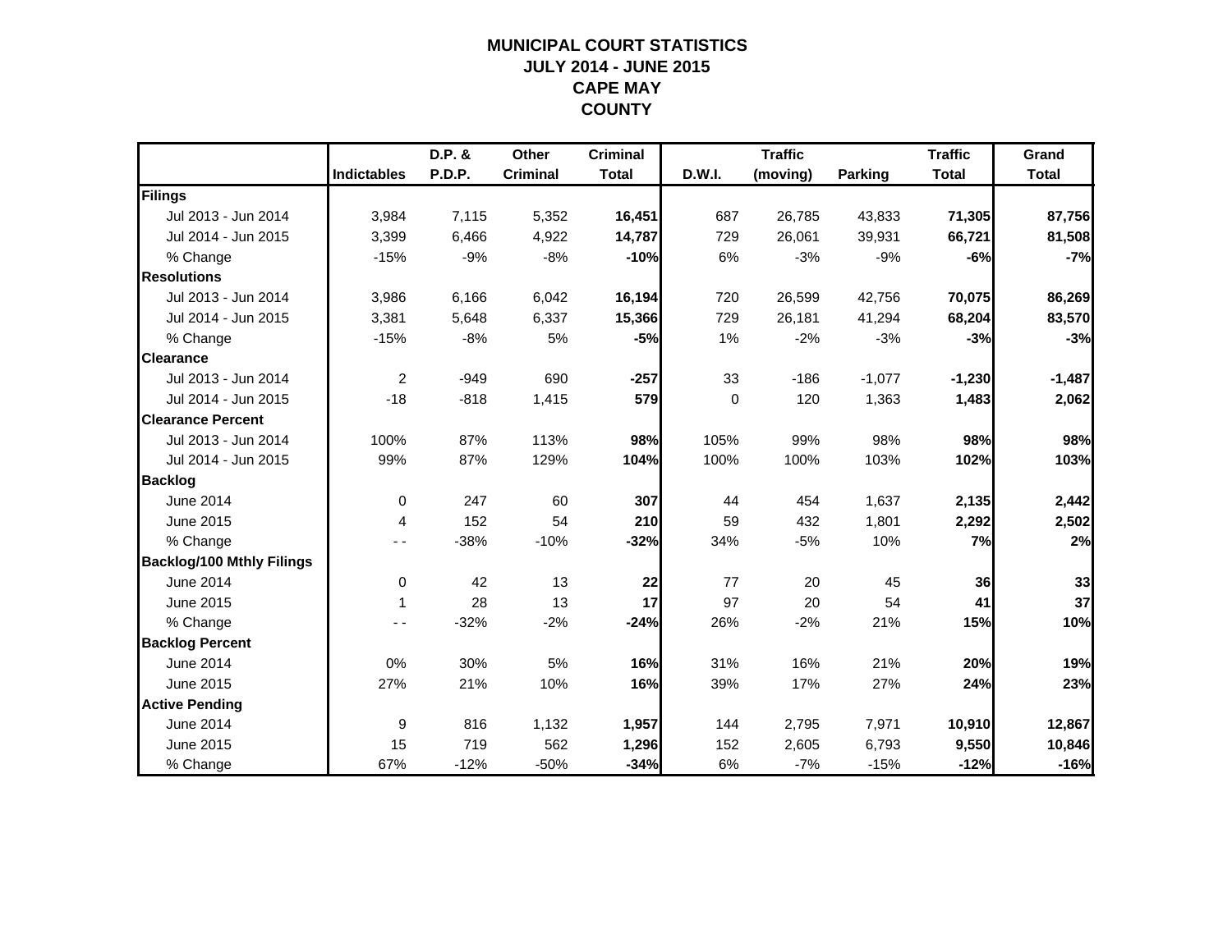# MUNICIPAL COURT STATISTICS
## JULY 2014 - JUNE 2015
## CAPE MAY
## COUNTY

| | Indictables | D.P. & P.D.P. | Other Criminal | Criminal Total | D.W.I. | Traffic (moving) | Parking | Traffic Total | Grand Total |
|---|---|---|---|---|---|---|---|---|---|
| **Filings** | | | | | | | | | |
| Jul 2013 - Jun 2014 | 3,984 | 7,115 | 5,352 | **16,451** | 687 | 26,785 | 43,833 | **71,305** | **87,756** |
| Jul 2014 - Jun 2015 | 3,399 | 6,466 | 4,922 | **14,787** | 729 | 26,061 | 39,931 | **66,721** | **81,508** |
| % Change | -15% | -9% | -8% | **-10%** | 6% | -3% | -9% | **-6%** | **-7%** |
| **Resolutions** | | | | | | | | | |
| Jul 2013 - Jun 2014 | 3,986 | 6,166 | 6,042 | **16,194** | 720 | 26,599 | 42,756 | **70,075** | **86,269** |
| Jul 2014 - Jun 2015 | 3,381 | 5,648 | 6,337 | **15,366** | 729 | 26,181 | 41,294 | **68,204** | **83,570** |
| % Change | -15% | -8% | 5% | **-5%** | 1% | -2% | -3% | **-3%** | **-3%** |
| **Clearance** | | | | | | | | | |
| Jul 2013 - Jun 2014 | 2 | -949 | 690 | **-257** | 33 | -186 | -1,077 | **-1,230** | **-1,487** |
| Jul 2014 - Jun 2015 | -18 | -818 | 1,415 | **579** | 0 | 120 | 1,363 | **1,483** | **2,062** |
| **Clearance Percent** | | | | | | | | | |
| Jul 2013 - Jun 2014 | 100% | 87% | 113% | **98%** | 105% | 99% | 98% | **98%** | **98%** |
| Jul 2014 - Jun 2015 | 99% | 87% | 129% | **104%** | 100% | 100% | 103% | **102%** | **103%** |
| **Backlog** | | | | | | | | | |
| June 2014 | 0 | 247 | 60 | **307** | 44 | 454 | 1,637 | **2,135** | **2,442** |
| June 2015 | 4 | 152 | 54 | **210** | 59 | 432 | 1,801 | **2,292** | **2,502** |
| % Change | - - | -38% | -10% | **-32%** | 34% | -5% | 10% | **7%** | **2%** |
| **Backlog/100 Mthly Filings** | | | | | | | | | |
| June 2014 | 0 | 42 | 13 | **22** | 77 | 20 | 45 | **36** | **33** |
| June 2015 | 1 | 28 | 13 | **17** | 97 | 20 | 54 | **41** | **37** |
| % Change | - - | -32% | -2% | **-24%** | 26% | -2% | 21% | **15%** | **10%** |
| **Backlog Percent** | | | | | | | | | |
| June 2014 | 0% | 30% | 5% | **16%** | 31% | 16% | 21% | **20%** | **19%** |
| June 2015 | 27% | 21% | 10% | **16%** | 39% | 17% | 27% | **24%** | **23%** |
| **Active Pending** | | | | | | | | | |
| June 2014 | 9 | 816 | 1,132 | **1,957** | 144 | 2,795 | 7,971 | **10,910** | **12,867** |
| June 2015 | 15 | 719 | 562 | **1,296** | 152 | 2,605 | 6,793 | **9,550** | **10,846** |
| % Change | 67% | -12% | -50% | **-34%** | 6% | -7% | -15% | **-12%** | **-16%** |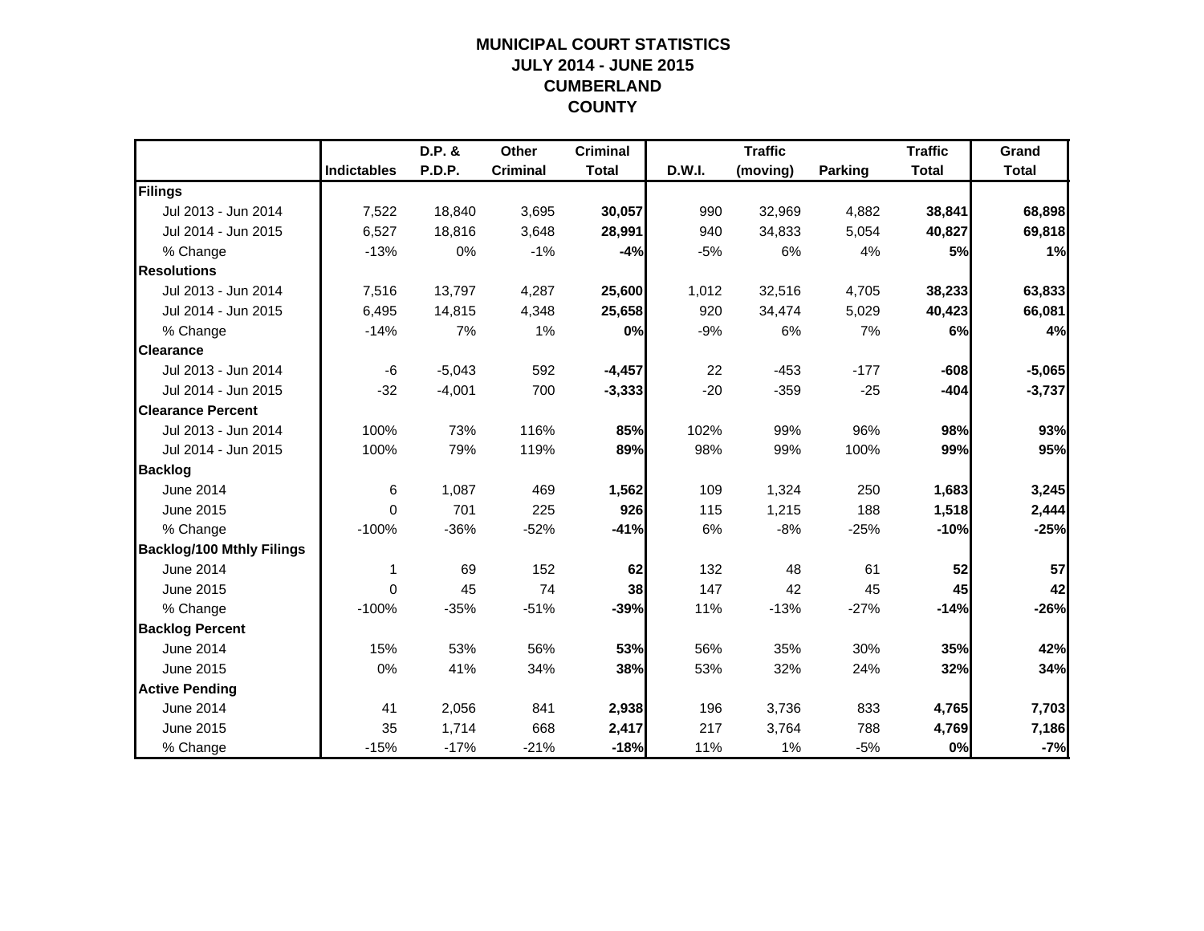# MUNICIPAL COURT STATISTICS
## JULY 2014 - JUNE 2015
## CUMBERLAND COUNTY

| | Indictables | D.P. & P.D.P. | Other Criminal | Criminal Total | D.W.I. | Traffic (moving) | Parking | Traffic Total | Grand Total |
|---|---|---|---|---|---|---|---|---|---|
| **Filings** | | | | | | | | | |
| Jul 2013 - Jun 2014 | 7,522 | 18,840 | 3,695 | **30,057** | 990 | 32,969 | 4,882 | **38,841** | **68,898** |
| Jul 2014 - Jun 2015 | 6,527 | 18,816 | 3,648 | **28,991** | 940 | 34,833 | 5,054 | **40,827** | **69,818** |
| % Change | -13% | 0% | -1% | **-4%** | -5% | 6% | 4% | **5%** | **1%** |
| **Resolutions** | | | | | | | | | |
| Jul 2013 - Jun 2014 | 7,516 | 13,797 | 4,287 | **25,600** | 1,012 | 32,516 | 4,705 | **38,233** | **63,833** |
| Jul 2014 - Jun 2015 | 6,495 | 14,815 | 4,348 | **25,658** | 920 | 34,474 | 5,029 | **40,423** | **66,081** |
| % Change | -14% | 7% | 1% | **0%** | -9% | 6% | 7% | **6%** | **4%** |
| **Clearance** | | | | | | | | | |
| Jul 2013 - Jun 2014 | -6 | -5,043 | 592 | **-4,457** | 22 | -453 | -177 | **-608** | **-5,065** |
| Jul 2014 - Jun 2015 | -32 | -4,001 | 700 | **-3,333** | -20 | -359 | -25 | **-404** | **-3,737** |
| **Clearance Percent** | | | | | | | | | |
| Jul 2013 - Jun 2014 | 100% | 73% | 116% | **85%** | 102% | 99% | 96% | **98%** | **93%** |
| Jul 2014 - Jun 2015 | 100% | 79% | 119% | **89%** | 98% | 99% | 100% | **99%** | **95%** |
| **Backlog** | | | | | | | | | |
| June 2014 | 6 | 1,087 | 469 | **1,562** | 109 | 1,324 | 250 | **1,683** | **3,245** |
| June 2015 | 0 | 701 | 225 | **926** | 115 | 1,215 | 188 | **1,518** | **2,444** |
| % Change | -100% | -36% | -52% | **-41%** | 6% | -8% | -25% | **-10%** | **-25%** |
| **Backlog/100 Mthly Filings** | | | | | | | | | |
| June 2014 | 1 | 69 | 152 | **62** | 132 | 48 | 61 | **52** | **57** |
| June 2015 | 0 | 45 | 74 | **38** | 147 | 42 | 45 | **45** | **42** |
| % Change | -100% | -35% | -51% | **-39%** | 11% | -13% | -27% | **-14%** | **-26%** |
| **Backlog Percent** | | | | | | | | | |
| June 2014 | 15% | 53% | 56% | **53%** | 56% | 35% | 30% | **35%** | **42%** |
| June 2015 | 0% | 41% | 34% | **38%** | 53% | 32% | 24% | **32%** | **34%** |
| **Active Pending** | | | | | | | | | |
| June 2014 | 41 | 2,056 | 841 | **2,938** | 196 | 3,736 | 833 | **4,765** | **7,703** |
| June 2015 | 35 | 1,714 | 668 | **2,417** | 217 | 3,764 | 788 | **4,769** | **7,186** |
| % Change | -15% | -17% | -21% | **-18%** | 11% | 1% | -5% | **0%** | **-7%** |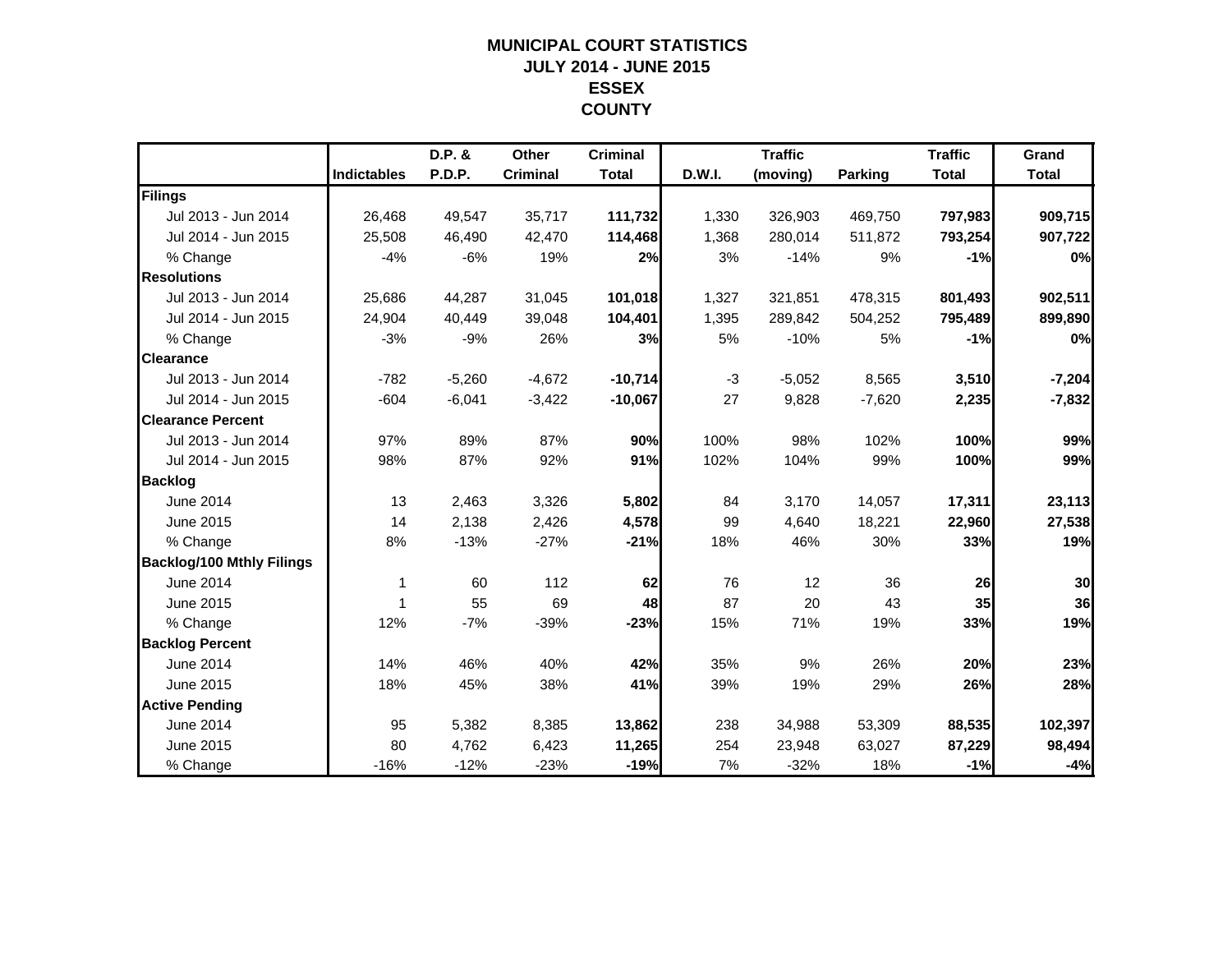# MUNICIPAL COURT STATISTICS
## JULY 2014 - JUNE 2015
## ESSEX
## COUNTY

| | Indictables | D.P. & P.D.P. | Other Criminal | Criminal Total | D.W.I. | Traffic (moving) | Parking | Traffic Total | Grand Total |
|---|---|---|---|---|---|---|---|---|---|
| **Filings** | | | | | | | | | |
| Jul 2013 - Jun 2014 | 26,468 | 49,547 | 35,717 | **111,732** | 1,330 | 326,903 | 469,750 | **797,983** | **909,715** |
| Jul 2014 - Jun 2015 | 25,508 | 46,490 | 42,470 | **114,468** | 1,368 | 280,014 | 511,872 | **793,254** | **907,722** |
| % Change | -4% | -6% | 19% | **2%** | 3% | -14% | 9% | **-1%** | **0%** |
| **Resolutions** | | | | | | | | | |
| Jul 2013 - Jun 2014 | 25,686 | 44,287 | 31,045 | **101,018** | 1,327 | 321,851 | 478,315 | **801,493** | **902,511** |
| Jul 2014 - Jun 2015 | 24,904 | 40,449 | 39,048 | **104,401** | 1,395 | 289,842 | 504,252 | **795,489** | **899,890** |
| % Change | -3% | -9% | 26% | **3%** | 5% | -10% | 5% | **-1%** | **0%** |
| **Clearance** | | | | | | | | | |
| Jul 2013 - Jun 2014 | -782 | -5,260 | -4,672 | **-10,714** | -3 | -5,052 | 8,565 | **3,510** | **-7,204** |
| Jul 2014 - Jun 2015 | -604 | -6,041 | -3,422 | **-10,067** | 27 | 9,828 | -7,620 | **2,235** | **-7,832** |
| **Clearance Percent** | | | | | | | | | |
| Jul 2013 - Jun 2014 | 97% | 89% | 87% | **90%** | 100% | 98% | 102% | **100%** | **99%** |
| Jul 2014 - Jun 2015 | 98% | 87% | 92% | **91%** | 102% | 104% | 99% | **100%** | **99%** |
| **Backlog** | | | | | | | | | |
| June 2014 | 13 | 2,463 | 3,326 | **5,802** | 84 | 3,170 | 14,057 | **17,311** | **23,113** |
| June 2015 | 14 | 2,138 | 2,426 | **4,578** | 99 | 4,640 | 18,221 | **22,960** | **27,538** |
| % Change | 8% | -13% | -27% | **-21%** | 18% | 46% | 30% | **33%** | **19%** |
| **Backlog/100 Mthly Filings** | | | | | | | | | |
| June 2014 | 1 | 60 | 112 | **62** | 76 | 12 | 36 | **26** | **30** |
| June 2015 | 1 | 55 | 69 | **48** | 87 | 20 | 43 | **35** | **36** |
| % Change | 12% | -7% | -39% | **-23%** | 15% | 71% | 19% | **33%** | **19%** |
| **Backlog Percent** | | | | | | | | | |
| June 2014 | 14% | 46% | 40% | **42%** | 35% | 9% | 26% | **20%** | **23%** |
| June 2015 | 18% | 45% | 38% | **41%** | 39% | 19% | 29% | **26%** | **28%** |
| **Active Pending** | | | | | | | | | |
| June 2014 | 95 | 5,382 | 8,385 | **13,862** | 238 | 34,988 | 53,309 | **88,535** | **102,397** |
| June 2015 | 80 | 4,762 | 6,423 | **11,265** | 254 | 23,948 | 63,027 | **87,229** | **98,494** |
| % Change | -16% | -12% | -23% | **-19%** | 7% | -32% | 18% | **-1%** | **-4%** |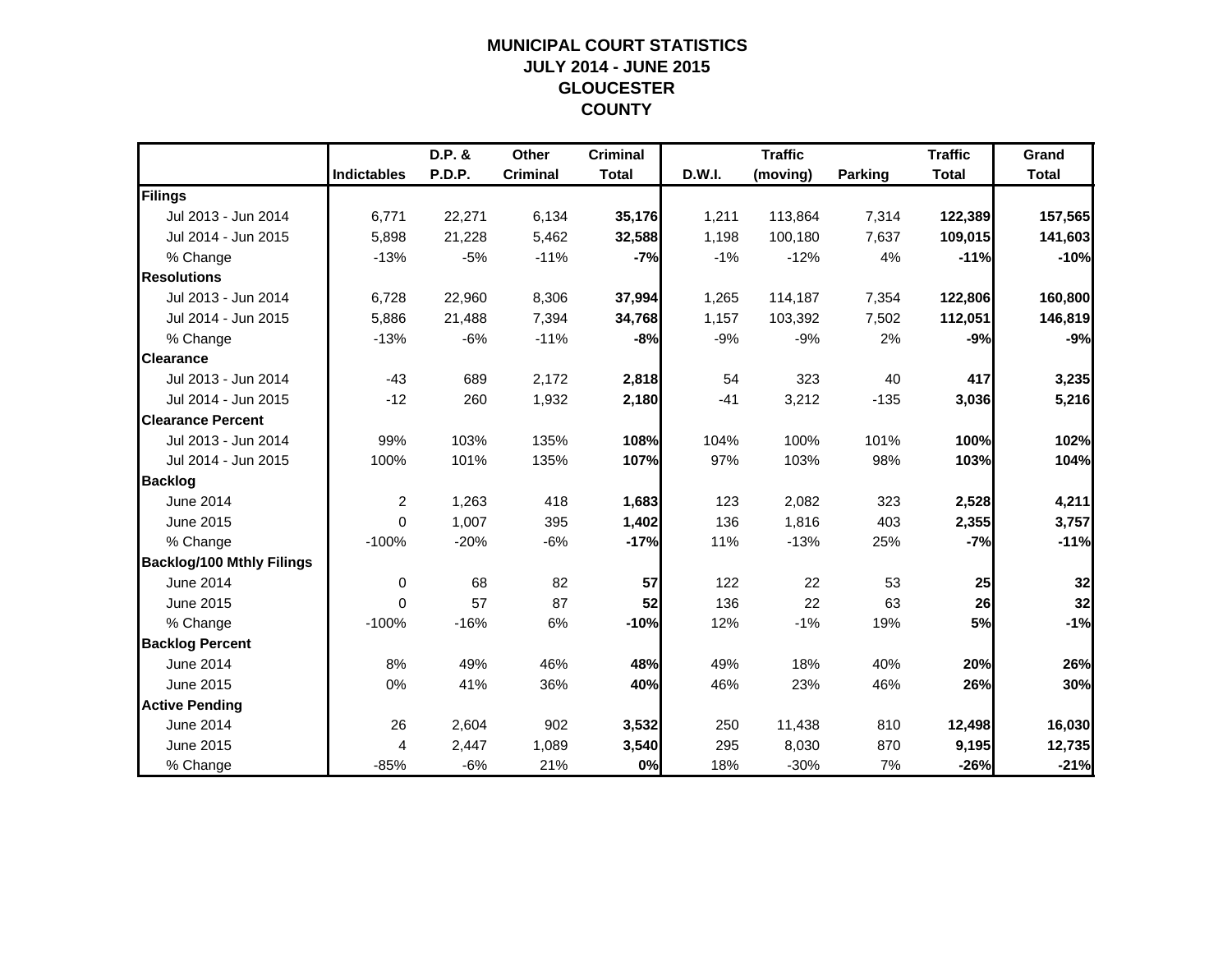# MUNICIPAL COURT STATISTICS
## JULY 2014 - JUNE 2015
## GLOUCESTER COUNTY

| | Indictables | D.P. & P.D.P. | Other Criminal | Criminal Total | D.W.I. | Traffic (moving) | Parking | Traffic Total | Grand Total |
|---|---|---|---|---|---|---|---|---|---|
| **Filings** | | | | | | | | | |
| Jul 2013 - Jun 2014 | 6,771 | 22,271 | 6,134 | **35,176** | 1,211 | 113,864 | 7,314 | **122,389** | **157,565** |
| Jul 2014 - Jun 2015 | 5,898 | 21,228 | 5,462 | **32,588** | 1,198 | 100,180 | 7,637 | **109,015** | **141,603** |
| % Change | -13% | -5% | -11% | **-7%** | -1% | -12% | 4% | **-11%** | **-10%** |
| **Resolutions** | | | | | | | | | |
| Jul 2013 - Jun 2014 | 6,728 | 22,960 | 8,306 | **37,994** | 1,265 | 114,187 | 7,354 | **122,806** | **160,800** |
| Jul 2014 - Jun 2015 | 5,886 | 21,488 | 7,394 | **34,768** | 1,157 | 103,392 | 7,502 | **112,051** | **146,819** |
| % Change | -13% | -6% | -11% | **-8%** | -9% | -9% | 2% | **-9%** | **-9%** |
| **Clearance** | | | | | | | | | |
| Jul 2013 - Jun 2014 | -43 | 689 | 2,172 | **2,818** | 54 | 323 | 40 | **417** | **3,235** |
| Jul 2014 - Jun 2015 | -12 | 260 | 1,932 | **2,180** | -41 | 3,212 | -135 | **3,036** | **5,216** |
| **Clearance Percent** | | | | | | | | | |
| Jul 2013 - Jun 2014 | 99% | 103% | 135% | **108%** | 104% | 100% | 101% | **100%** | **102%** |
| Jul 2014 - Jun 2015 | 100% | 101% | 135% | **107%** | 97% | 103% | 98% | **103%** | **104%** |
| **Backlog** | | | | | | | | | |
| June 2014 | 2 | 1,263 | 418 | **1,683** | 123 | 2,082 | 323 | **2,528** | **4,211** |
| June 2015 | 0 | 1,007 | 395 | **1,402** | 136 | 1,816 | 403 | **2,355** | **3,757** |
| % Change | -100% | -20% | -6% | **-17%** | 11% | -13% | 25% | **-7%** | **-11%** |
| **Backlog/100 Mthly Filings** | | | | | | | | | |
| June 2014 | 0 | 68 | 82 | **57** | 122 | 22 | 53 | **25** | **32** |
| June 2015 | 0 | 57 | 87 | **52** | 136 | 22 | 63 | **26** | **32** |
| % Change | -100% | -16% | 6% | **-10%** | 12% | -1% | 19% | **5%** | **-1%** |
| **Backlog Percent** | | | | | | | | | |
| June 2014 | 8% | 49% | 46% | **48%** | 49% | 18% | 40% | **20%** | **26%** |
| June 2015 | 0% | 41% | 36% | **40%** | 46% | 23% | 46% | **26%** | **30%** |
| **Active Pending** | | | | | | | | | |
| June 2014 | 26 | 2,604 | 902 | **3,532** | 250 | 11,438 | 810 | **12,498** | **16,030** |
| June 2015 | 4 | 2,447 | 1,089 | **3,540** | 295 | 8,030 | 870 | **9,195** | **12,735** |
| % Change | -85% | -6% | 21% | **0%** | 18% | -30% | 7% | **-26%** | **-21%** |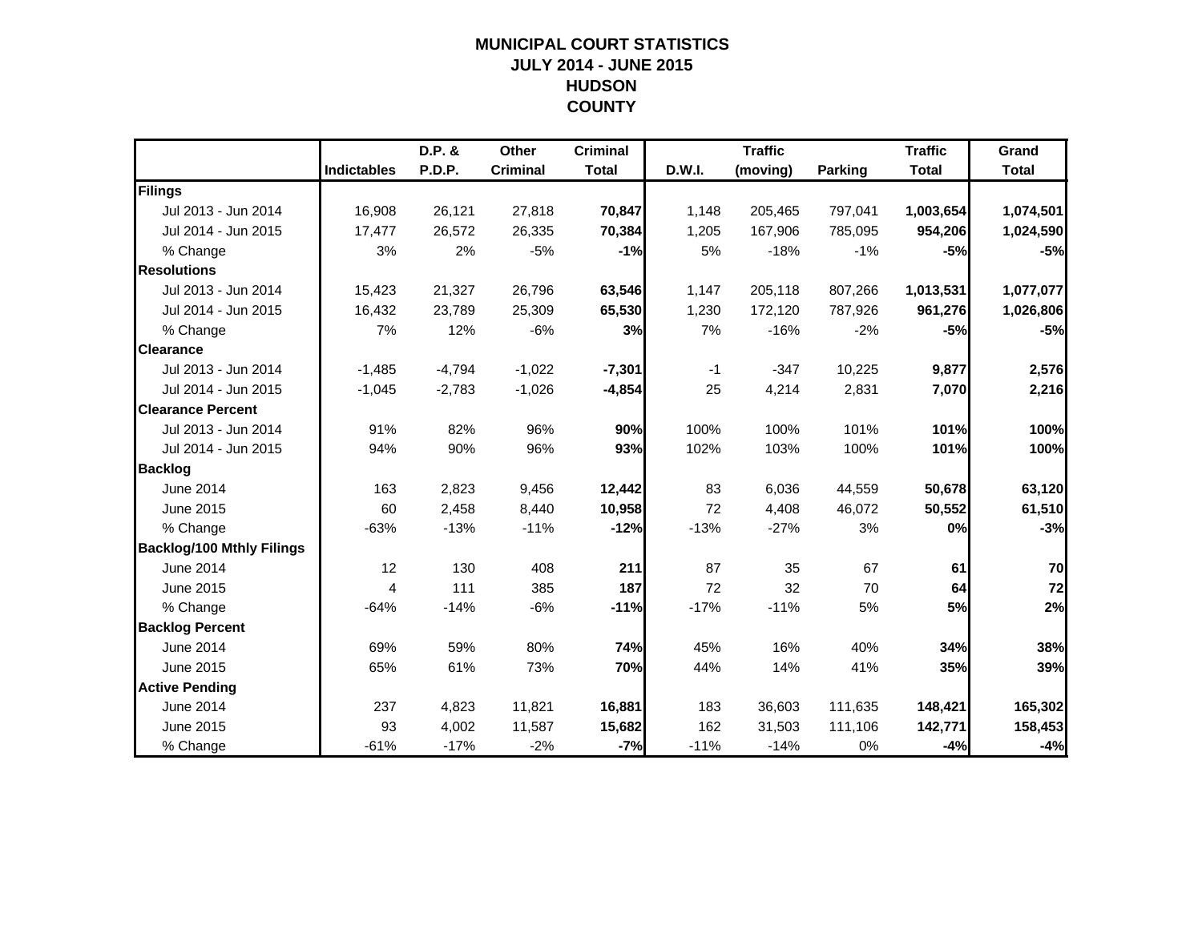# MUNICIPAL COURT STATISTICS
## JULY 2014 - JUNE 2015
## HUDSON COUNTY

| | Indictables | D.P. & P.D.P. | Other Criminal | Criminal Total | D.W.I. | Traffic (moving) | Parking | Traffic Total | Grand Total |
|---|---|---|---|---|---|---|---|---|---|
| **Filings** | | | | | | | | | |
| Jul 2013 - Jun 2014 | 16,908 | 26,121 | 27,818 | **70,847** | 1,148 | 205,465 | 797,041 | **1,003,654** | **1,074,501** |
| Jul 2014 - Jun 2015 | 17,477 | 26,572 | 26,335 | **70,384** | 1,205 | 167,906 | 785,095 | **954,206** | **1,024,590** |
| % Change | 3% | 2% | -5% | **-1%** | 5% | -18% | -1% | **-5%** | **-5%** |
| **Resolutions** | | | | | | | | | |
| Jul 2013 - Jun 2014 | 15,423 | 21,327 | 26,796 | **63,546** | 1,147 | 205,118 | 807,266 | **1,013,531** | **1,077,077** |
| Jul 2014 - Jun 2015 | 16,432 | 23,789 | 25,309 | **65,530** | 1,230 | 172,120 | 787,926 | **961,276** | **1,026,806** |
| % Change | 7% | 12% | -6% | **3%** | 7% | -16% | -2% | **-5%** | **-5%** |
| **Clearance** | | | | | | | | | |
| Jul 2013 - Jun 2014 | -1,485 | -4,794 | -1,022 | **-7,301** | -1 | -347 | 10,225 | **9,877** | **2,576** |
| Jul 2014 - Jun 2015 | -1,045 | -2,783 | -1,026 | **-4,854** | 25 | 4,214 | 2,831 | **7,070** | **2,216** |
| **Clearance Percent** | | | | | | | | | |
| Jul 2013 - Jun 2014 | 91% | 82% | 96% | **90%** | 100% | 100% | 101% | **101%** | **100%** |
| Jul 2014 - Jun 2015 | 94% | 90% | 96% | **93%** | 102% | 103% | 100% | **101%** | **100%** |
| **Backlog** | | | | | | | | | |
| June 2014 | 163 | 2,823 | 9,456 | **12,442** | 83 | 6,036 | 44,559 | **50,678** | **63,120** |
| June 2015 | 60 | 2,458 | 8,440 | **10,958** | 72 | 4,408 | 46,072 | **50,552** | **61,510** |
| % Change | -63% | -13% | -11% | **-12%** | -13% | -27% | 3% | **0%** | **-3%** |
| **Backlog/100 Mthly Filings** | | | | | | | | | |
| June 2014 | 12 | 130 | 408 | **211** | 87 | 35 | 67 | **61** | **70** |
| June 2015 | 4 | 111 | 385 | **187** | 72 | 32 | 70 | **64** | **72** |
| % Change | -64% | -14% | -6% | **-11%** | -17% | -11% | 5% | **5%** | **2%** |
| **Backlog Percent** | | | | | | | | | |
| June 2014 | 69% | 59% | 80% | **74%** | 45% | 16% | 40% | **34%** | **38%** |
| June 2015 | 65% | 61% | 73% | **70%** | 44% | 14% | 41% | **35%** | **39%** |
| **Active Pending** | | | | | | | | | |
| June 2014 | 237 | 4,823 | 11,821 | **16,881** | 183 | 36,603 | 111,635 | **148,421** | **165,302** |
| June 2015 | 93 | 4,002 | 11,587 | **15,682** | 162 | 31,503 | 111,106 | **142,771** | **158,453** |
| % Change | -61% | -17% | -2% | **-7%** | -11% | -14% | 0% | **-4%** | **-4%** |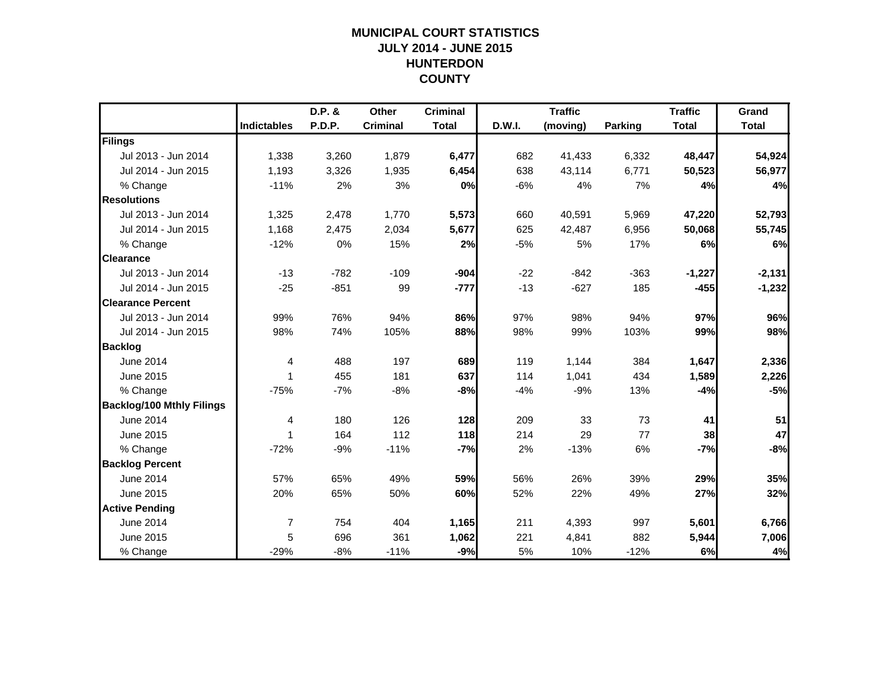# MUNICIPAL COURT STATISTICS
## JULY 2014 - JUNE 2015
## HUNTERDON COUNTY

| | Indictables | D.P. & P.D.P. | Other Criminal | Criminal Total | D.W.I. | Traffic (moving) | Parking | Traffic Total | Grand Total |
|---|---|---|---|---|---|---|---|---|---|
| **Filings** | | | | | | | | | |
| Jul 2013 - Jun 2014 | 1,338 | 3,260 | 1,879 | **6,477** | 682 | 41,433 | 6,332 | **48,447** | **54,924** |
| Jul 2014 - Jun 2015 | 1,193 | 3,326 | 1,935 | **6,454** | 638 | 43,114 | 6,771 | **50,523** | **56,977** |
| % Change | -11% | 2% | 3% | **0%** | -6% | 4% | 7% | **4%** | **4%** |
| **Resolutions** | | | | | | | | | |
| Jul 2013 - Jun 2014 | 1,325 | 2,478 | 1,770 | **5,573** | 660 | 40,591 | 5,969 | **47,220** | **52,793** |
| Jul 2014 - Jun 2015 | 1,168 | 2,475 | 2,034 | **5,677** | 625 | 42,487 | 6,956 | **50,068** | **55,745** |
| % Change | -12% | 0% | 15% | **2%** | -5% | 5% | 17% | **6%** | **6%** |
| **Clearance** | | | | | | | | | |
| Jul 2013 - Jun 2014 | -13 | -782 | -109 | **-904** | -22 | -842 | -363 | **-1,227** | **-2,131** |
| Jul 2014 - Jun 2015 | -25 | -851 | 99 | **-777** | -13 | -627 | 185 | **-455** | **-1,232** |
| **Clearance Percent** | | | | | | | | | |
| Jul 2013 - Jun 2014 | 99% | 76% | 94% | **86%** | 97% | 98% | 94% | **97%** | **96%** |
| Jul 2014 - Jun 2015 | 98% | 74% | 105% | **88%** | 98% | 99% | 103% | **99%** | **98%** |
| **Backlog** | | | | | | | | | |
| June 2014 | 4 | 488 | 197 | **689** | 119 | 1,144 | 384 | **1,647** | **2,336** |
| June 2015 | 1 | 455 | 181 | **637** | 114 | 1,041 | 434 | **1,589** | **2,226** |
| % Change | -75% | -7% | -8% | **-8%** | -4% | -9% | 13% | **-4%** | **-5%** |
| **Backlog/100 Mthly Filings** | | | | | | | | | |
| June 2014 | 4 | 180 | 126 | **128** | 209 | 33 | 73 | **41** | **51** |
| June 2015 | 1 | 164 | 112 | **118** | 214 | 29 | 77 | **38** | **47** |
| % Change | -72% | -9% | -11% | **-7%** | 2% | -13% | 6% | **-7%** | **-8%** |
| **Backlog Percent** | | | | | | | | | |
| June 2014 | 57% | 65% | 49% | **59%** | 56% | 26% | 39% | **29%** | **35%** |
| June 2015 | 20% | 65% | 50% | **60%** | 52% | 22% | 49% | **27%** | **32%** |
| **Active Pending** | | | | | | | | | |
| June 2014 | 7 | 754 | 404 | **1,165** | 211 | 4,393 | 997 | **5,601** | **6,766** |
| June 2015 | 5 | 696 | 361 | **1,062** | 221 | 4,841 | 882 | **5,944** | **7,006** |
| % Change | -29% | -8% | -11% | **-9%** | 5% | 10% | -12% | **6%** | **4%** |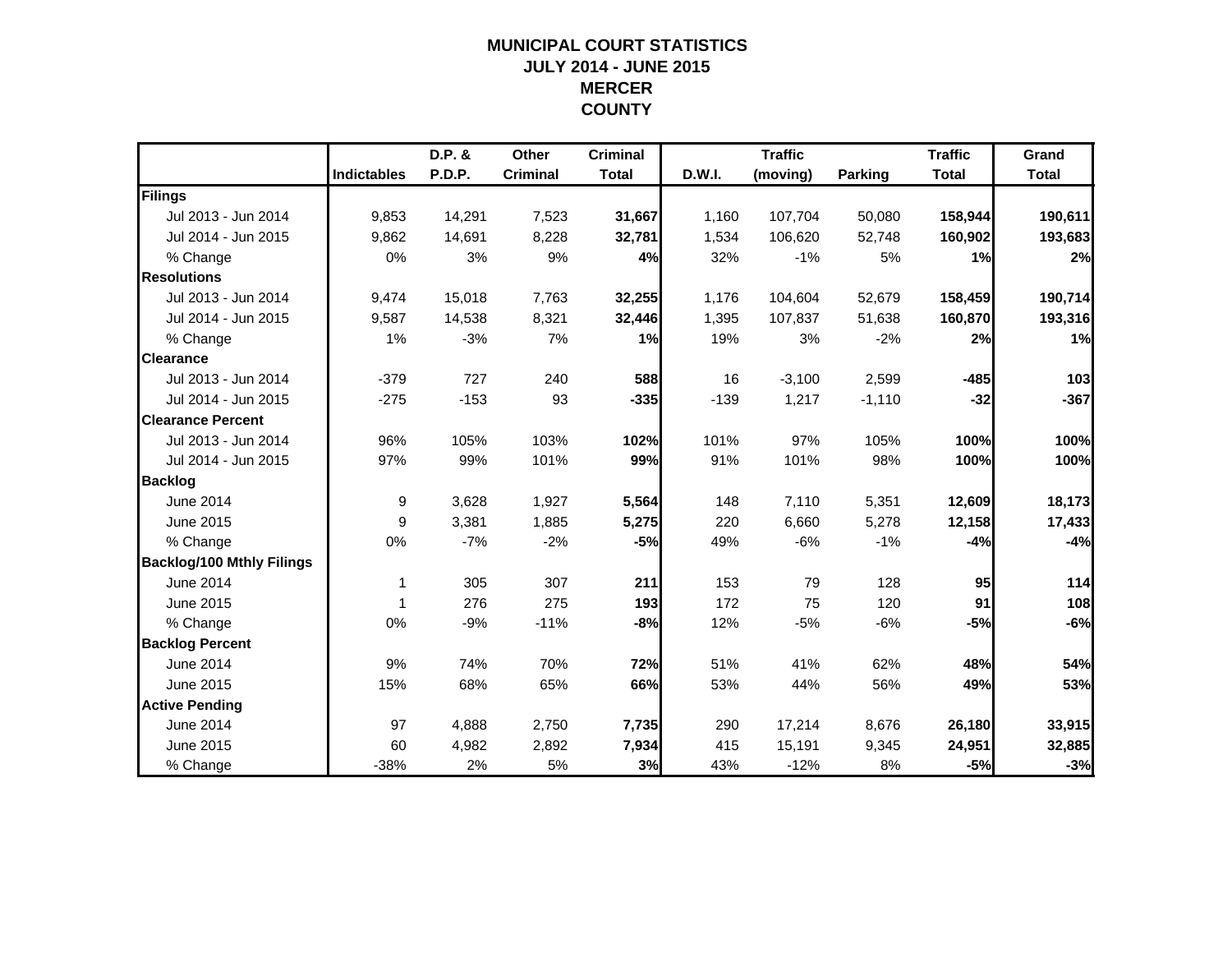# MUNICIPAL COURT STATISTICS
## JULY 2014 - JUNE 2015
## MERCER
## COUNTY

| | Indictables | D.P. & P.D.P. | Other Criminal | Criminal Total | D.W.I. | Traffic (moving) | Parking | Traffic Total | Grand Total |
|---|---|---|---|---|---|---|---|---|---|
| **Filings** | | | | | | | | | |
| Jul 2013 - Jun 2014 | 9,853 | 14,291 | 7,523 | **31,667** | 1,160 | 107,704 | 50,080 | **158,944** | **190,611** |
| Jul 2014 - Jun 2015 | 9,862 | 14,691 | 8,228 | **32,781** | 1,534 | 106,620 | 52,748 | **160,902** | **193,683** |
| % Change | 0% | 3% | 9% | **4%** | 32% | -1% | 5% | **1%** | **2%** |
| **Resolutions** | | | | | | | | | |
| Jul 2013 - Jun 2014 | 9,474 | 15,018 | 7,763 | **32,255** | 1,176 | 104,604 | 52,679 | **158,459** | **190,714** |
| Jul 2014 - Jun 2015 | 9,587 | 14,538 | 8,321 | **32,446** | 1,395 | 107,837 | 51,638 | **160,870** | **193,316** |
| % Change | 1% | -3% | 7% | **1%** | 19% | 3% | -2% | **2%** | **1%** |
| **Clearance** | | | | | | | | | |
| Jul 2013 - Jun 2014 | -379 | 727 | 240 | **588** | 16 | -3,100 | 2,599 | **-485** | **103** |
| Jul 2014 - Jun 2015 | -275 | -153 | 93 | **-335** | -139 | 1,217 | -1,110 | **-32** | **-367** |
| **Clearance Percent** | | | | | | | | | |
| Jul 2013 - Jun 2014 | 96% | 105% | 103% | **102%** | 101% | 97% | 105% | **100%** | **100%** |
| Jul 2014 - Jun 2015 | 97% | 99% | 101% | **99%** | 91% | 101% | 98% | **100%** | **100%** |
| **Backlog** | | | | | | | | | |
| June 2014 | 9 | 3,628 | 1,927 | **5,564** | 148 | 7,110 | 5,351 | **12,609** | **18,173** |
| June 2015 | 9 | 3,381 | 1,885 | **5,275** | 220 | 6,660 | 5,278 | **12,158** | **17,433** |
| % Change | 0% | -7% | -2% | **-5%** | 49% | -6% | -1% | **-4%** | **-4%** |
| **Backlog/100 Mthly Filings** | | | | | | | | | |
| June 2014 | 1 | 305 | 307 | **211** | 153 | 79 | 128 | **95** | **114** |
| June 2015 | 1 | 276 | 275 | **193** | 172 | 75 | 120 | **91** | **108** |
| % Change | 0% | -9% | -11% | **-8%** | 12% | -5% | -6% | **-5%** | **-6%** |
| **Backlog Percent** | | | | | | | | | |
| June 2014 | 9% | 74% | 70% | **72%** | 51% | 41% | 62% | **48%** | **54%** |
| June 2015 | 15% | 68% | 65% | **66%** | 53% | 44% | 56% | **49%** | **53%** |
| **Active Pending** | | | | | | | | | |
| June 2014 | 97 | 4,888 | 2,750 | **7,735** | 290 | 17,214 | 8,676 | **26,180** | **33,915** |
| June 2015 | 60 | 4,982 | 2,892 | **7,934** | 415 | 15,191 | 9,345 | **24,951** | **32,885** |
| % Change | -38% | 2% | 5% | **3%** | 43% | -12% | 8% | **-5%** | **-3%** |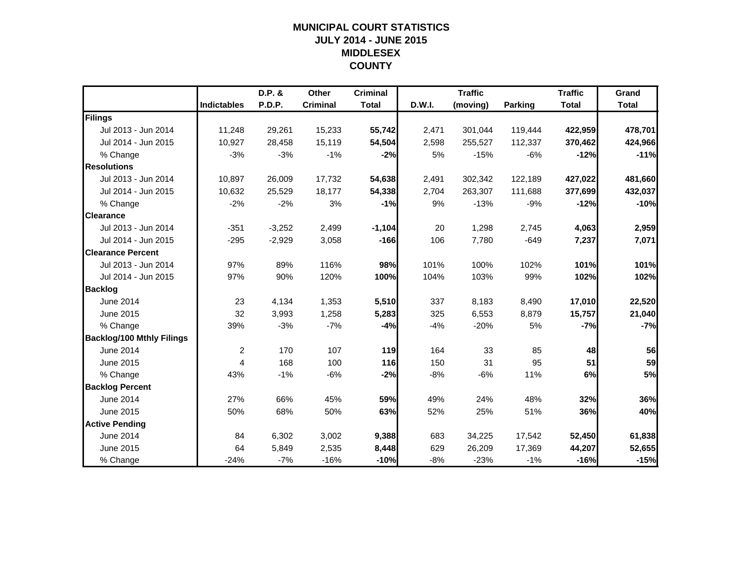# MUNICIPAL COURT STATISTICS
## JULY 2014 - JUNE 2015
## MIDDLESEX
## COUNTY

| | Indictables | D.P. & P.D.P. | Other Criminal | Criminal Total | D.W.I. | Traffic (moving) | Parking | Traffic Total | Grand Total |
|---|---|---|---|---|---|---|---|---|---|
| **Filings** | | | | | | | | | |
| Jul 2013 - Jun 2014 | 11,248 | 29,261 | 15,233 | **55,742** | 2,471 | 301,044 | 119,444 | **422,959** | **478,701** |
| Jul 2014 - Jun 2015 | 10,927 | 28,458 | 15,119 | **54,504** | 2,598 | 255,527 | 112,337 | **370,462** | **424,966** |
| % Change | -3% | -3% | -1% | **-2%** | 5% | -15% | -6% | **-12%** | **-11%** |
| **Resolutions** | | | | | | | | | |
| Jul 2013 - Jun 2014 | 10,897 | 26,009 | 17,732 | **54,638** | 2,491 | 302,342 | 122,189 | **427,022** | **481,660** |
| Jul 2014 - Jun 2015 | 10,632 | 25,529 | 18,177 | **54,338** | 2,704 | 263,307 | 111,688 | **377,699** | **432,037** |
| % Change | -2% | -2% | 3% | **-1%** | 9% | -13% | -9% | **-12%** | **-10%** |
| **Clearance** | | | | | | | | | |
| Jul 2013 - Jun 2014 | -351 | -3,252 | 2,499 | **-1,104** | 20 | 1,298 | 2,745 | **4,063** | **2,959** |
| Jul 2014 - Jun 2015 | -295 | -2,929 | 3,058 | **-166** | 106 | 7,780 | -649 | **7,237** | **7,071** |
| **Clearance Percent** | | | | | | | | | |
| Jul 2013 - Jun 2014 | 97% | 89% | 116% | **98%** | 101% | 100% | 102% | **101%** | **101%** |
| Jul 2014 - Jun 2015 | 97% | 90% | 120% | **100%** | 104% | 103% | 99% | **102%** | **102%** |
| **Backlog** | | | | | | | | | |
| June 2014 | 23 | 4,134 | 1,353 | **5,510** | 337 | 8,183 | 8,490 | **17,010** | **22,520** |
| June 2015 | 32 | 3,993 | 1,258 | **5,283** | 325 | 6,553 | 8,879 | **15,757** | **21,040** |
| % Change | 39% | -3% | -7% | **-4%** | -4% | -20% | 5% | **-7%** | **-7%** |
| **Backlog/100 Mthly Filings** | | | | | | | | | |
| June 2014 | 2 | 170 | 107 | **119** | 164 | 33 | 85 | **48** | **56** |
| June 2015 | 4 | 168 | 100 | **116** | 150 | 31 | 95 | **51** | **59** |
| % Change | 43% | -1% | -6% | **-2%** | -8% | -6% | 11% | **6%** | **5%** |
| **Backlog Percent** | | | | | | | | | |
| June 2014 | 27% | 66% | 45% | **59%** | 49% | 24% | 48% | **32%** | **36%** |
| June 2015 | 50% | 68% | 50% | **63%** | 52% | 25% | 51% | **36%** | **40%** |
| **Active Pending** | | | | | | | | | |
| June 2014 | 84 | 6,302 | 3,002 | **9,388** | 683 | 34,225 | 17,542 | **52,450** | **61,838** |
| June 2015 | 64 | 5,849 | 2,535 | **8,448** | 629 | 26,209 | 17,369 | **44,207** | **52,655** |
| % Change | -24% | -7% | -16% | **-10%** | -8% | -23% | -1% | **-16%** | **-15%** |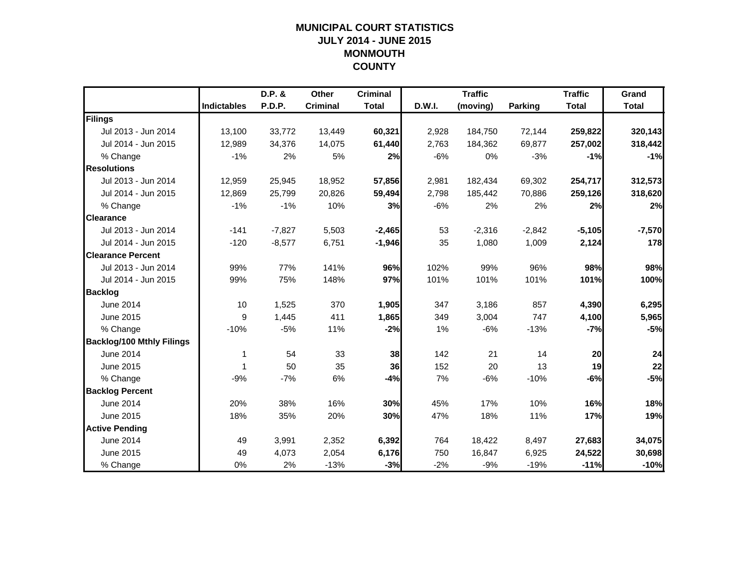# MUNICIPAL COURT STATISTICS
## JULY 2014 - JUNE 2015
## MONMOUTH
## COUNTY

| | Indictables | D.P. & P.D.P. | Other Criminal | Criminal Total | D.W.I. | Traffic (moving) | Parking | Traffic Total | Grand Total |
|---|---|---|---|---|---|---|---|---|---|
| **Filings** | | | | | | | | | |
| Jul 2013 - Jun 2014 | 13,100 | 33,772 | 13,449 | **60,321** | 2,928 | 184,750 | 72,144 | **259,822** | **320,143** |
| Jul 2014 - Jun 2015 | 12,989 | 34,376 | 14,075 | **61,440** | 2,763 | 184,362 | 69,877 | **257,002** | **318,442** |
| % Change | -1% | 2% | 5% | **2%** | -6% | 0% | -3% | **-1%** | **-1%** |
| **Resolutions** | | | | | | | | | |
| Jul 2013 - Jun 2014 | 12,959 | 25,945 | 18,952 | **57,856** | 2,981 | 182,434 | 69,302 | **254,717** | **312,573** |
| Jul 2014 - Jun 2015 | 12,869 | 25,799 | 20,826 | **59,494** | 2,798 | 185,442 | 70,886 | **259,126** | **318,620** |
| % Change | -1% | -1% | 10% | **3%** | -6% | 2% | 2% | **2%** | **2%** |
| **Clearance** | | | | | | | | | |
| Jul 2013 - Jun 2014 | -141 | -7,827 | 5,503 | **-2,465** | 53 | -2,316 | -2,842 | **-5,105** | **-7,570** |
| Jul 2014 - Jun 2015 | -120 | -8,577 | 6,751 | **-1,946** | 35 | 1,080 | 1,009 | **2,124** | **178** |
| **Clearance Percent** | | | | | | | | | |
| Jul 2013 - Jun 2014 | 99% | 77% | 141% | **96%** | 102% | 99% | 96% | **98%** | **98%** |
| Jul 2014 - Jun 2015 | 99% | 75% | 148% | **97%** | 101% | 101% | 101% | **101%** | **100%** |
| **Backlog** | | | | | | | | | |
| June 2014 | 10 | 1,525 | 370 | **1,905** | 347 | 3,186 | 857 | **4,390** | **6,295** |
| June 2015 | 9 | 1,445 | 411 | **1,865** | 349 | 3,004 | 747 | **4,100** | **5,965** |
| % Change | -10% | -5% | 11% | **-2%** | 1% | -6% | -13% | **-7%** | **-5%** |
| **Backlog/100 Mthly Filings** | | | | | | | | | |
| June 2014 | 1 | 54 | 33 | **38** | 142 | 21 | 14 | **20** | **24** |
| June 2015 | 1 | 50 | 35 | **36** | 152 | 20 | 13 | **19** | **22** |
| % Change | -9% | -7% | 6% | **-4%** | 7% | -6% | -10% | **-6%** | **-5%** |
| **Backlog Percent** | | | | | | | | | |
| June 2014 | 20% | 38% | 16% | **30%** | 45% | 17% | 10% | **16%** | **18%** |
| June 2015 | 18% | 35% | 20% | **30%** | 47% | 18% | 11% | **17%** | **19%** |
| **Active Pending** | | | | | | | | | |
| June 2014 | 49 | 3,991 | 2,352 | **6,392** | 764 | 18,422 | 8,497 | **27,683** | **34,075** |
| June 2015 | 49 | 4,073 | 2,054 | **6,176** | 750 | 16,847 | 6,925 | **24,522** | **30,698** |
| % Change | 0% | 2% | -13% | **-3%** | -2% | -9% | -19% | **-11%** | **-10%** |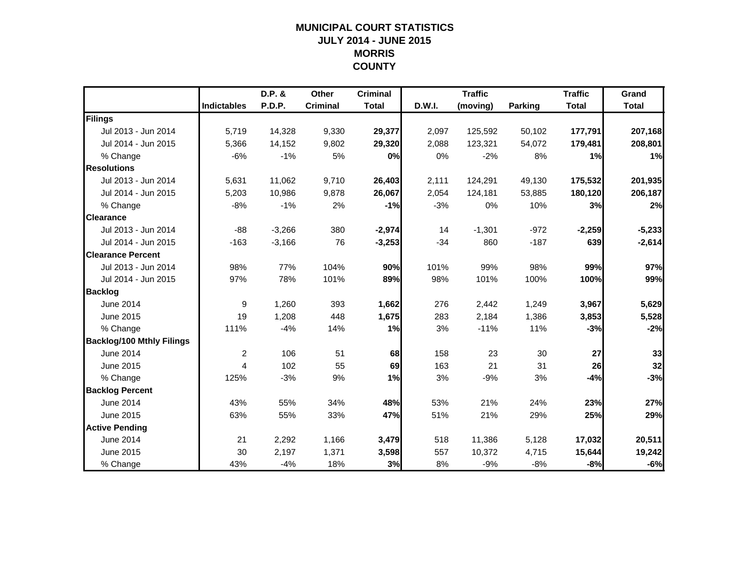# MUNICIPAL COURT STATISTICS
## JULY 2014 - JUNE 2015
## MORRIS COUNTY

| | Indictables | D.P. & P.D.P. | Other Criminal | Criminal Total | D.W.I. | Traffic (moving) | Parking | Traffic Total | Grand Total |
|---|---|---|---|---|---|---|---|---|---|
| **Filings** | | | | | | | | | |
| Jul 2013 - Jun 2014 | 5,719 | 14,328 | 9,330 | **29,377** | 2,097 | 125,592 | 50,102 | **177,791** | **207,168** |
| Jul 2014 - Jun 2015 | 5,366 | 14,152 | 9,802 | **29,320** | 2,088 | 123,321 | 54,072 | **179,481** | **208,801** |
| % Change | -6% | -1% | 5% | **0%** | 0% | -2% | 8% | **1%** | **1%** |
| **Resolutions** | | | | | | | | | |
| Jul 2013 - Jun 2014 | 5,631 | 11,062 | 9,710 | **26,403** | 2,111 | 124,291 | 49,130 | **175,532** | **201,935** |
| Jul 2014 - Jun 2015 | 5,203 | 10,986 | 9,878 | **26,067** | 2,054 | 124,181 | 53,885 | **180,120** | **206,187** |
| % Change | -8% | -1% | 2% | **-1%** | -3% | 0% | 10% | **3%** | **2%** |
| **Clearance** | | | | | | | | | |
| Jul 2013 - Jun 2014 | -88 | -3,266 | 380 | **-2,974** | 14 | -1,301 | -972 | **-2,259** | **-5,233** |
| Jul 2014 - Jun 2015 | -163 | -3,166 | 76 | **-3,253** | -34 | 860 | -187 | **639** | **-2,614** |
| **Clearance Percent** | | | | | | | | | |
| Jul 2013 - Jun 2014 | 98% | 77% | 104% | **90%** | 101% | 99% | 98% | **99%** | **97%** |
| Jul 2014 - Jun 2015 | 97% | 78% | 101% | **89%** | 98% | 101% | 100% | **100%** | **99%** |
| **Backlog** | | | | | | | | | |
| June 2014 | 9 | 1,260 | 393 | **1,662** | 276 | 2,442 | 1,249 | **3,967** | **5,629** |
| June 2015 | 19 | 1,208 | 448 | **1,675** | 283 | 2,184 | 1,386 | **3,853** | **5,528** |
| % Change | 111% | -4% | 14% | **1%** | 3% | -11% | 11% | **-3%** | **-2%** |
| **Backlog/100 Mthly Filings** | | | | | | | | | |
| June 2014 | 2 | 106 | 51 | **68** | 158 | 23 | 30 | **27** | **33** |
| June 2015 | 4 | 102 | 55 | **69** | 163 | 21 | 31 | **26** | **32** |
| % Change | 125% | -3% | 9% | **1%** | 3% | -9% | 3% | **-4%** | **-3%** |
| **Backlog Percent** | | | | | | | | | |
| June 2014 | 43% | 55% | 34% | **48%** | 53% | 21% | 24% | **23%** | **27%** |
| June 2015 | 63% | 55% | 33% | **47%** | 51% | 21% | 29% | **25%** | **29%** |
| **Active Pending** | | | | | | | | | |
| June 2014 | 21 | 2,292 | 1,166 | **3,479** | 518 | 11,386 | 5,128 | **17,032** | **20,511** |
| June 2015 | 30 | 2,197 | 1,371 | **3,598** | 557 | 10,372 | 4,715 | **15,644** | **19,242** |
| % Change | 43% | -4% | 18% | **3%** | 8% | -9% | -8% | **-8%** | **-6%** |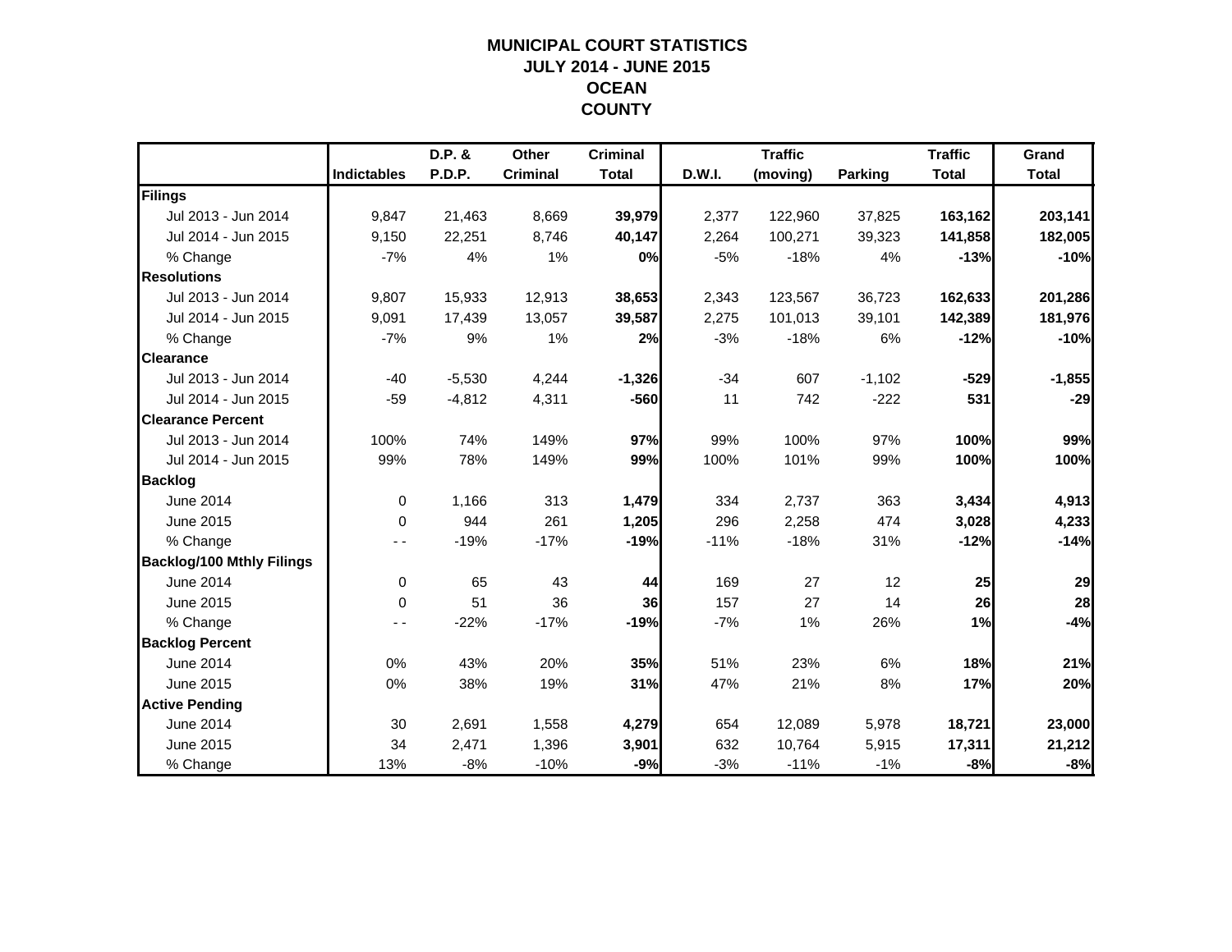# MUNICIPAL COURT STATISTICS
## JULY 2014 - JUNE 2015
## OCEAN
## COUNTY

| | Indictables | D.P. & P.D.P. | Other Criminal | Criminal Total | D.W.I. | Traffic (moving) | Parking | Traffic Total | Grand Total |
|---|---|---|---|---|---|---|---|---|---|
| **Filings** | | | | | | | | | |
| Jul 2013 - Jun 2014 | 9,847 | 21,463 | 8,669 | **39,979** | 2,377 | 122,960 | 37,825 | **163,162** | **203,141** |
| Jul 2014 - Jun 2015 | 9,150 | 22,251 | 8,746 | **40,147** | 2,264 | 100,271 | 39,323 | **141,858** | **182,005** |
| % Change | -7% | 4% | 1% | **0%** | -5% | -18% | 4% | **-13%** | **-10%** |
| **Resolutions** | | | | | | | | | |
| Jul 2013 - Jun 2014 | 9,807 | 15,933 | 12,913 | **38,653** | 2,343 | 123,567 | 36,723 | **162,633** | **201,286** |
| Jul 2014 - Jun 2015 | 9,091 | 17,439 | 13,057 | **39,587** | 2,275 | 101,013 | 39,101 | **142,389** | **181,976** |
| % Change | -7% | 9% | 1% | **2%** | -3% | -18% | 6% | **-12%** | **-10%** |
| **Clearance** | | | | | | | | | |
| Jul 2013 - Jun 2014 | -40 | -5,530 | 4,244 | **-1,326** | -34 | 607 | -1,102 | **-529** | **-1,855** |
| Jul 2014 - Jun 2015 | -59 | -4,812 | 4,311 | **-560** | 11 | 742 | -222 | **531** | **-29** |
| **Clearance Percent** | | | | | | | | | |
| Jul 2013 - Jun 2014 | 100% | 74% | 149% | **97%** | 99% | 100% | 97% | **100%** | **99%** |
| Jul 2014 - Jun 2015 | 99% | 78% | 149% | **99%** | 100% | 101% | 99% | **100%** | **100%** |
| **Backlog** | | | | | | | | | |
| June 2014 | 0 | 1,166 | 313 | **1,479** | 334 | 2,737 | 363 | **3,434** | **4,913** |
| June 2015 | 0 | 944 | 261 | **1,205** | 296 | 2,258 | 474 | **3,028** | **4,233** |
| % Change | - - | -19% | -17% | **-19%** | -11% | -18% | 31% | **-12%** | **-14%** |
| **Backlog/100 Mthly Filings** | | | | | | | | | |
| June 2014 | 0 | 65 | 43 | **44** | 169 | 27 | 12 | **25** | **29** |
| June 2015 | 0 | 51 | 36 | **36** | 157 | 27 | 14 | **26** | **28** |
| % Change | - - | -22% | -17% | **-19%** | -7% | 1% | 26% | **1%** | **-4%** |
| **Backlog Percent** | | | | | | | | | |
| June 2014 | 0% | 43% | 20% | **35%** | 51% | 23% | 6% | **18%** | **21%** |
| June 2015 | 0% | 38% | 19% | **31%** | 47% | 21% | 8% | **17%** | **20%** |
| **Active Pending** | | | | | | | | | |
| June 2014 | 30 | 2,691 | 1,558 | **4,279** | 654 | 12,089 | 5,978 | **18,721** | **23,000** |
| June 2015 | 34 | 2,471 | 1,396 | **3,901** | 632 | 10,764 | 5,915 | **17,311** | **21,212** |
| % Change | 13% | -8% | -10% | **-9%** | -3% | -11% | -1% | **-8%** | **-8%** |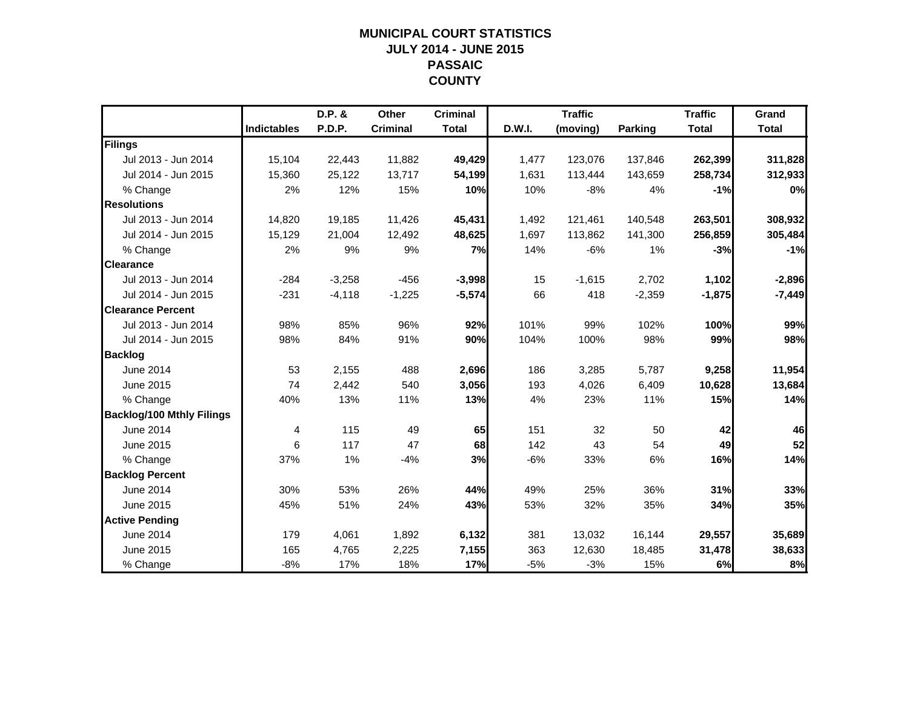# MUNICIPAL COURT STATISTICS
## JULY 2014 - JUNE 2015
## PASSAIC COUNTY

| | Indictables | D.P. & P.D.P. | Other Criminal | Criminal Total | D.W.I. | Traffic (moving) | Parking | Traffic Total | Grand Total |
|---|---|---|---|---|---|---|---|---|---|
| **Filings** | | | | | | | | | |
| Jul 2013 - Jun 2014 | 15,104 | 22,443 | 11,882 | **49,429** | 1,477 | 123,076 | 137,846 | **262,399** | **311,828** |
| Jul 2014 - Jun 2015 | 15,360 | 25,122 | 13,717 | **54,199** | 1,631 | 113,444 | 143,659 | **258,734** | **312,933** |
| % Change | 2% | 12% | 15% | **10%** | 10% | -8% | 4% | **-1%** | **0%** |
| **Resolutions** | | | | | | | | | |
| Jul 2013 - Jun 2014 | 14,820 | 19,185 | 11,426 | **45,431** | 1,492 | 121,461 | 140,548 | **263,501** | **308,932** |
| Jul 2014 - Jun 2015 | 15,129 | 21,004 | 12,492 | **48,625** | 1,697 | 113,862 | 141,300 | **256,859** | **305,484** |
| % Change | 2% | 9% | 9% | **7%** | 14% | -6% | 1% | **-3%** | **-1%** |
| **Clearance** | | | | | | | | | |
| Jul 2013 - Jun 2014 | -284 | -3,258 | -456 | **-3,998** | 15 | -1,615 | 2,702 | **1,102** | **-2,896** |
| Jul 2014 - Jun 2015 | -231 | -4,118 | -1,225 | **-5,574** | 66 | 418 | -2,359 | **-1,875** | **-7,449** |
| **Clearance Percent** | | | | | | | | | |
| Jul 2013 - Jun 2014 | 98% | 85% | 96% | **92%** | 101% | 99% | 102% | **100%** | **99%** |
| Jul 2014 - Jun 2015 | 98% | 84% | 91% | **90%** | 104% | 100% | 98% | **99%** | **98%** |
| **Backlog** | | | | | | | | | |
| June 2014 | 53 | 2,155 | 488 | **2,696** | 186 | 3,285 | 5,787 | **9,258** | **11,954** |
| June 2015 | 74 | 2,442 | 540 | **3,056** | 193 | 4,026 | 6,409 | **10,628** | **13,684** |
| % Change | 40% | 13% | 11% | **13%** | 4% | 23% | 11% | **15%** | **14%** |
| **Backlog/100 Mthly Filings** | | | | | | | | | |
| June 2014 | 4 | 115 | 49 | **65** | 151 | 32 | 50 | **42** | **46** |
| June 2015 | 6 | 117 | 47 | **68** | 142 | 43 | 54 | **49** | **52** |
| % Change | 37% | 1% | -4% | **3%** | -6% | 33% | 6% | **16%** | **14%** |
| **Backlog Percent** | | | | | | | | | |
| June 2014 | 30% | 53% | 26% | **44%** | 49% | 25% | 36% | **31%** | **33%** |
| June 2015 | 45% | 51% | 24% | **43%** | 53% | 32% | 35% | **34%** | **35%** |
| **Active Pending** | | | | | | | | | |
| June 2014 | 179 | 4,061 | 1,892 | **6,132** | 381 | 13,032 | 16,144 | **29,557** | **35,689** |
| June 2015 | 165 | 4,765 | 2,225 | **7,155** | 363 | 12,630 | 18,485 | **31,478** | **38,633** |
| % Change | -8% | 17% | 18% | **17%** | -5% | -3% | 15% | **6%** | **8%** |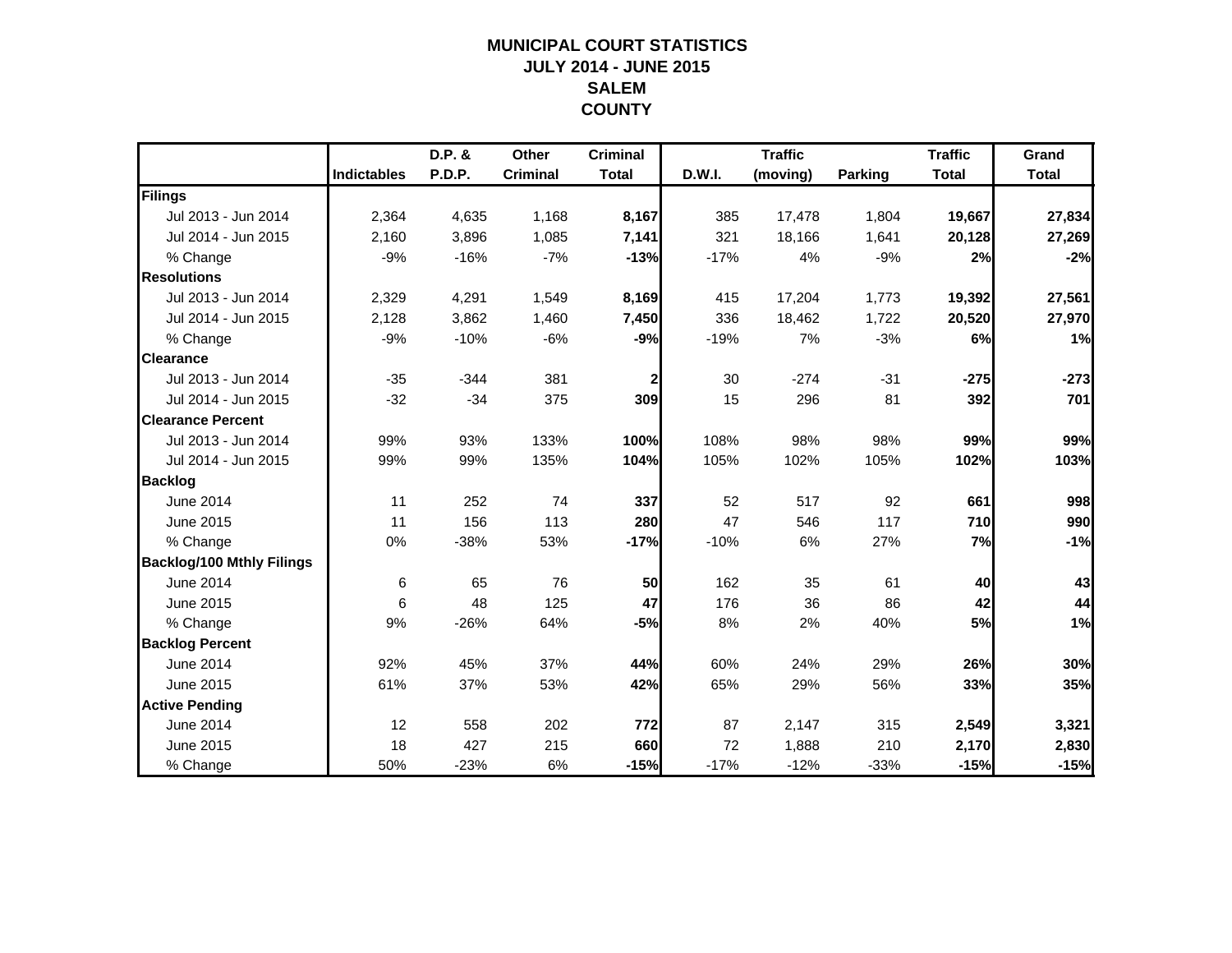# MUNICIPAL COURT STATISTICS
## JULY 2014 - JUNE 2015
## SALEM
## COUNTY

| | Indictables | D.P. & P.D.P. | Other Criminal | Criminal Total | D.W.I. | Traffic (moving) | Parking | Traffic Total | Grand Total |
|---|---|---|---|---|---|---|---|---|---|
| **Filings** | | | | | | | | | |
| Jul 2013 - Jun 2014 | 2,364 | 4,635 | 1,168 | **8,167** | 385 | 17,478 | 1,804 | **19,667** | **27,834** |
| Jul 2014 - Jun 2015 | 2,160 | 3,896 | 1,085 | **7,141** | 321 | 18,166 | 1,641 | **20,128** | **27,269** |
| % Change | -9% | -16% | -7% | **-13%** | -17% | 4% | -9% | **2%** | **-2%** |
| **Resolutions** | | | | | | | | | |
| Jul 2013 - Jun 2014 | 2,329 | 4,291 | 1,549 | **8,169** | 415 | 17,204 | 1,773 | **19,392** | **27,561** |
| Jul 2014 - Jun 2015 | 2,128 | 3,862 | 1,460 | **7,450** | 336 | 18,462 | 1,722 | **20,520** | **27,970** |
| % Change | -9% | -10% | -6% | **-9%** | -19% | 7% | -3% | **6%** | **1%** |
| **Clearance** | | | | | | | | | |
| Jul 2013 - Jun 2014 | -35 | -344 | 381 | **2** | 30 | -274 | -31 | **-275** | **-273** |
| Jul 2014 - Jun 2015 | -32 | -34 | 375 | **309** | 15 | 296 | 81 | **392** | **701** |
| **Clearance Percent** | | | | | | | | | |
| Jul 2013 - Jun 2014 | 99% | 93% | 133% | **100%** | 108% | 98% | 98% | **99%** | **99%** |
| Jul 2014 - Jun 2015 | 99% | 99% | 135% | **104%** | 105% | 102% | 105% | **102%** | **103%** |
| **Backlog** | | | | | | | | | |
| June 2014 | 11 | 252 | 74 | **337** | 52 | 517 | 92 | **661** | **998** |
| June 2015 | 11 | 156 | 113 | **280** | 47 | 546 | 117 | **710** | **990** |
| % Change | 0% | -38% | 53% | **-17%** | -10% | 6% | 27% | **7%** | **-1%** |
| **Backlog/100 Mthly Filings** | | | | | | | | | |
| June 2014 | 6 | 65 | 76 | **50** | 162 | 35 | 61 | **40** | **43** |
| June 2015 | 6 | 48 | 125 | **47** | 176 | 36 | 86 | **42** | **44** |
| % Change | 9% | -26% | 64% | **-5%** | 8% | 2% | 40% | **5%** | **1%** |
| **Backlog Percent** | | | | | | | | | |
| June 2014 | 92% | 45% | 37% | **44%** | 60% | 24% | 29% | **26%** | **30%** |
| June 2015 | 61% | 37% | 53% | **42%** | 65% | 29% | 56% | **33%** | **35%** |
| **Active Pending** | | | | | | | | | |
| June 2014 | 12 | 558 | 202 | **772** | 87 | 2,147 | 315 | **2,549** | **3,321** |
| June 2015 | 18 | 427 | 215 | **660** | 72 | 1,888 | 210 | **2,170** | **2,830** |
| % Change | 50% | -23% | 6% | **-15%** | -17% | -12% | -33% | **-15%** | **-15%** |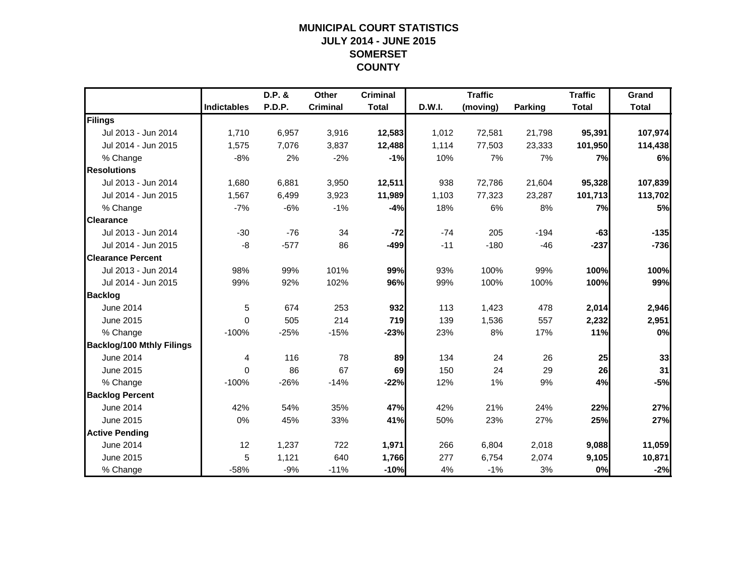# MUNICIPAL COURT STATISTICS
# JULY 2014 - JUNE 2015
# SOMERSET
# COUNTY

| | Indictables | D.P. & P.D.P. | Other Criminal | Criminal Total | D.W.I. | Traffic (moving) | Parking | Traffic Total | Grand Total |
|---|---|---|---|---|---|---|---|---|---|
| **Filings** | | | | | | | | | |
| Jul 2013 - Jun 2014 | 1,710 | 6,957 | 3,916 | **12,583** | 1,012 | 72,581 | 21,798 | **95,391** | **107,974** |
| Jul 2014 - Jun 2015 | 1,575 | 7,076 | 3,837 | **12,488** | 1,114 | 77,503 | 23,333 | **101,950** | **114,438** |
| % Change | -8% | 2% | -2% | **-1%** | 10% | 7% | 7% | **7%** | **6%** |
| **Resolutions** | | | | | | | | | |
| Jul 2013 - Jun 2014 | 1,680 | 6,881 | 3,950 | **12,511** | 938 | 72,786 | 21,604 | **95,328** | **107,839** |
| Jul 2014 - Jun 2015 | 1,567 | 6,499 | 3,923 | **11,989** | 1,103 | 77,323 | 23,287 | **101,713** | **113,702** |
| % Change | -7% | -6% | -1% | **-4%** | 18% | 6% | 8% | **7%** | **5%** |
| **Clearance** | | | | | | | | | |
| Jul 2013 - Jun 2014 | -30 | -76 | 34 | **-72** | -74 | 205 | -194 | **-63** | **-135** |
| Jul 2014 - Jun 2015 | -8 | -577 | 86 | **-499** | -11 | -180 | -46 | **-237** | **-736** |
| **Clearance Percent** | | | | | | | | | |
| Jul 2013 - Jun 2014 | 98% | 99% | 101% | **99%** | 93% | 100% | 99% | **100%** | **100%** |
| Jul 2014 - Jun 2015 | 99% | 92% | 102% | **96%** | 99% | 100% | 100% | **100%** | **99%** |
| **Backlog** | | | | | | | | | |
| June 2014 | 5 | 674 | 253 | **932** | 113 | 1,423 | 478 | **2,014** | **2,946** |
| June 2015 | 0 | 505 | 214 | **719** | 139 | 1,536 | 557 | **2,232** | **2,951** |
| % Change | -100% | -25% | -15% | **-23%** | 23% | 8% | 17% | **11%** | **0%** |
| **Backlog/100 Mthly Filings** | | | | | | | | | |
| June 2014 | 4 | 116 | 78 | **89** | 134 | 24 | 26 | **25** | **33** |
| June 2015 | 0 | 86 | 67 | **69** | 150 | 24 | 29 | **26** | **31** |
| % Change | -100% | -26% | -14% | **-22%** | 12% | 1% | 9% | **4%** | **-5%** |
| **Backlog Percent** | | | | | | | | | |
| June 2014 | 42% | 54% | 35% | **47%** | 42% | 21% | 24% | **22%** | **27%** |
| June 2015 | 0% | 45% | 33% | **41%** | 50% | 23% | 27% | **25%** | **27%** |
| **Active Pending** | | | | | | | | | |
| June 2014 | 12 | 1,237 | 722 | **1,971** | 266 | 6,804 | 2,018 | **9,088** | **11,059** |
| June 2015 | 5 | 1,121 | 640 | **1,766** | 277 | 6,754 | 2,074 | **9,105** | **10,871** |
| % Change | -58% | -9% | -11% | **-10%** | 4% | -1% | 3% | **0%** | **-2%** |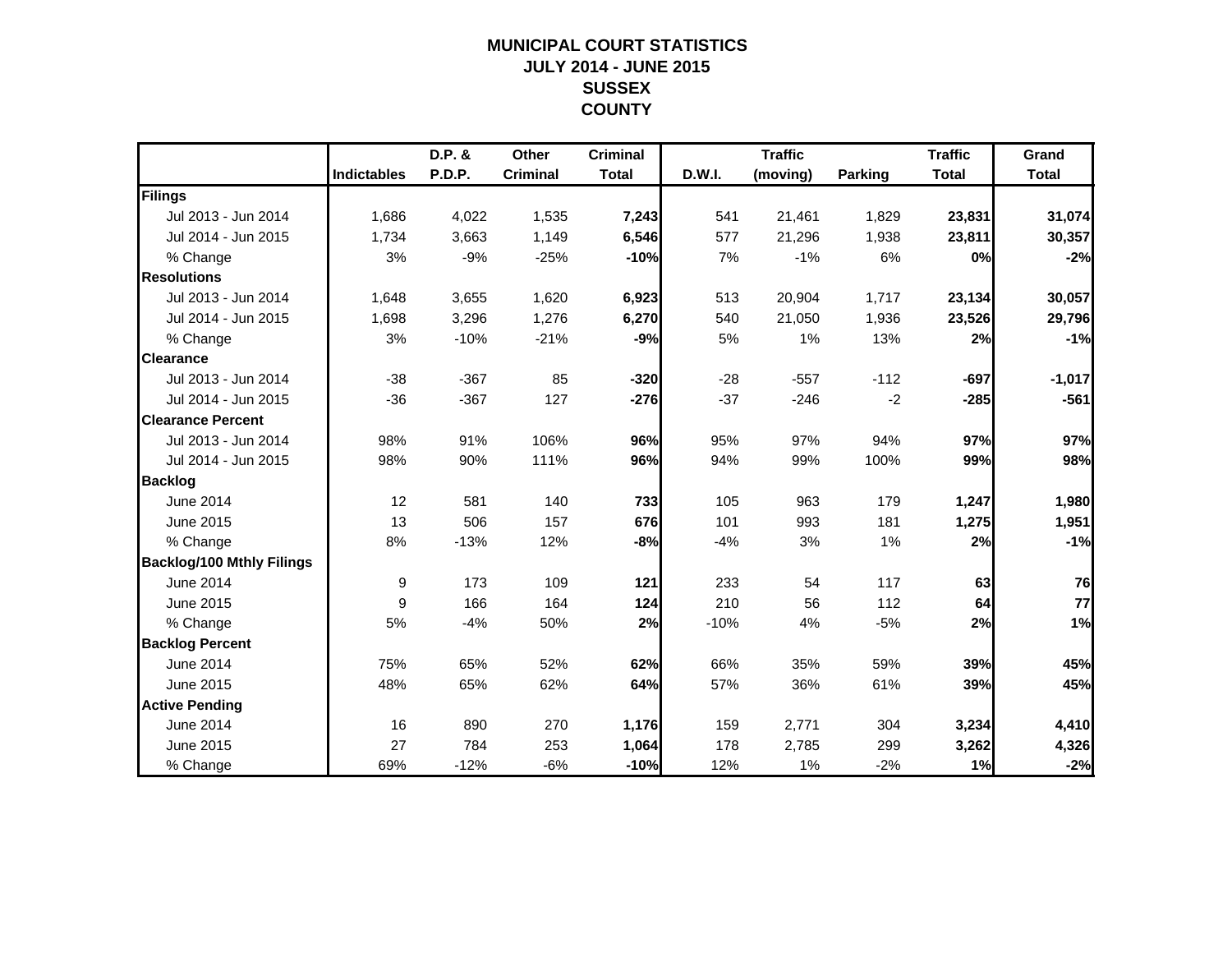# MUNICIPAL COURT STATISTICS
## JULY 2014 - JUNE 2015
## SUSSEX COUNTY

| | Indictables | D.P. & P.D.P. | Other Criminal | Criminal Total | D.W.I. | Traffic (moving) | Parking | Traffic Total | Grand Total |
|---|---|---|---|---|---|---|---|---|---|
| **Filings** | | | | | | | | | |
| Jul 2013 - Jun 2014 | 1,686 | 4,022 | 1,535 | **7,243** | 541 | 21,461 | 1,829 | **23,831** | **31,074** |
| Jul 2014 - Jun 2015 | 1,734 | 3,663 | 1,149 | **6,546** | 577 | 21,296 | 1,938 | **23,811** | **30,357** |
| % Change | 3% | -9% | -25% | **-10%** | 7% | -1% | 6% | **0%** | **-2%** |
| **Resolutions** | | | | | | | | | |
| Jul 2013 - Jun 2014 | 1,648 | 3,655 | 1,620 | **6,923** | 513 | 20,904 | 1,717 | **23,134** | **30,057** |
| Jul 2014 - Jun 2015 | 1,698 | 3,296 | 1,276 | **6,270** | 540 | 21,050 | 1,936 | **23,526** | **29,796** |
| % Change | 3% | -10% | -21% | **-9%** | 5% | 1% | 13% | **2%** | **-1%** |
| **Clearance** | | | | | | | | | |
| Jul 2013 - Jun 2014 | -38 | -367 | 85 | **-320** | -28 | -557 | -112 | **-697** | **-1,017** |
| Jul 2014 - Jun 2015 | -36 | -367 | 127 | **-276** | -37 | -246 | -2 | **-285** | **-561** |
| **Clearance Percent** | | | | | | | | | |
| Jul 2013 - Jun 2014 | 98% | 91% | 106% | **96%** | 95% | 97% | 94% | **97%** | **97%** |
| Jul 2014 - Jun 2015 | 98% | 90% | 111% | **96%** | 94% | 99% | 100% | **99%** | **98%** |
| **Backlog** | | | | | | | | | |
| June 2014 | 12 | 581 | 140 | **733** | 105 | 963 | 179 | **1,247** | **1,980** |
| June 2015 | 13 | 506 | 157 | **676** | 101 | 993 | 181 | **1,275** | **1,951** |
| % Change | 8% | -13% | 12% | **-8%** | -4% | 3% | 1% | **2%** | **-1%** |
| **Backlog/100 Mthly Filings** | | | | | | | | | |
| June 2014 | 9 | 173 | 109 | **121** | 233 | 54 | 117 | **63** | **76** |
| June 2015 | 9 | 166 | 164 | **124** | 210 | 56 | 112 | **64** | **77** |
| % Change | 5% | -4% | 50% | **2%** | -10% | 4% | -5% | **2%** | **1%** |
| **Backlog Percent** | | | | | | | | | |
| June 2014 | 75% | 65% | 52% | **62%** | 66% | 35% | 59% | **39%** | **45%** |
| June 2015 | 48% | 65% | 62% | **64%** | 57% | 36% | 61% | **39%** | **45%** |
| **Active Pending** | | | | | | | | | |
| June 2014 | 16 | 890 | 270 | **1,176** | 159 | 2,771 | 304 | **3,234** | **4,410** |
| June 2015 | 27 | 784 | 253 | **1,064** | 178 | 2,785 | 299 | **3,262** | **4,326** |
| % Change | 69% | -12% | -6% | **-10%** | 12% | 1% | -2% | **1%** | **-2%** |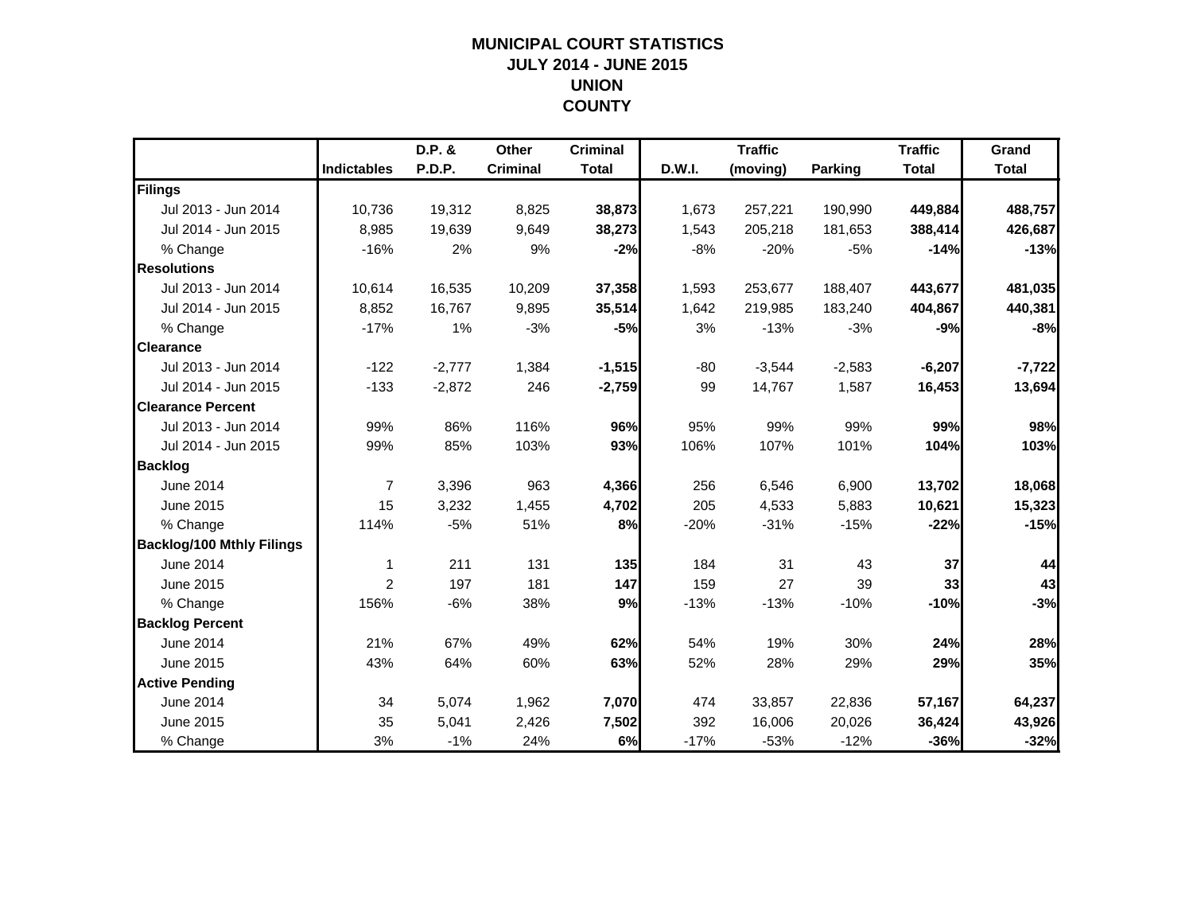# MUNICIPAL COURT STATISTICS
## JULY 2014 - JUNE 2015
## UNION
## COUNTY

| | Indictables | D.P. & P.D.P. | Other Criminal | Criminal Total | D.W.I. | Traffic (moving) | Parking | Traffic Total | Grand Total |
|---|---|---|---|---|---|---|---|---|---|
| **Filings** | | | | | | | | | |
| Jul 2013 - Jun 2014 | 10,736 | 19,312 | 8,825 | **38,873** | 1,673 | 257,221 | 190,990 | **449,884** | **488,757** |
| Jul 2014 - Jun 2015 | 8,985 | 19,639 | 9,649 | **38,273** | 1,543 | 205,218 | 181,653 | **388,414** | **426,687** |
| % Change | -16% | 2% | 9% | **-2%** | -8% | -20% | -5% | **-14%** | **-13%** |
| **Resolutions** | | | | | | | | | |
| Jul 2013 - Jun 2014 | 10,614 | 16,535 | 10,209 | **37,358** | 1,593 | 253,677 | 188,407 | **443,677** | **481,035** |
| Jul 2014 - Jun 2015 | 8,852 | 16,767 | 9,895 | **35,514** | 1,642 | 219,985 | 183,240 | **404,867** | **440,381** |
| % Change | -17% | 1% | -3% | **-5%** | 3% | -13% | -3% | **-9%** | **-8%** |
| **Clearance** | | | | | | | | | |
| Jul 2013 - Jun 2014 | -122 | -2,777 | 1,384 | **-1,515** | -80 | -3,544 | -2,583 | **-6,207** | **-7,722** |
| Jul 2014 - Jun 2015 | -133 | -2,872 | 246 | **-2,759** | 99 | 14,767 | 1,587 | **16,453** | **13,694** |
| **Clearance Percent** | | | | | | | | | |
| Jul 2013 - Jun 2014 | 99% | 86% | 116% | **96%** | 95% | 99% | 99% | **99%** | **98%** |
| Jul 2014 - Jun 2015 | 99% | 85% | 103% | **93%** | 106% | 107% | 101% | **104%** | **103%** |
| **Backlog** | | | | | | | | | |
| June 2014 | 7 | 3,396 | 963 | **4,366** | 256 | 6,546 | 6,900 | **13,702** | **18,068** |
| June 2015 | 15 | 3,232 | 1,455 | **4,702** | 205 | 4,533 | 5,883 | **10,621** | **15,323** |
| % Change | 114% | -5% | 51% | **8%** | -20% | -31% | -15% | **-22%** | **-15%** |
| **Backlog/100 Mthly Filings** | | | | | | | | | |
| June 2014 | 1 | 211 | 131 | **135** | 184 | 31 | 43 | **37** | **44** |
| June 2015 | 2 | 197 | 181 | **147** | 159 | 27 | 39 | **33** | **43** |
| % Change | 156% | -6% | 38% | **9%** | -13% | -13% | -10% | **-10%** | **-3%** |
| **Backlog Percent** | | | | | | | | | |
| June 2014 | 21% | 67% | 49% | **62%** | 54% | 19% | 30% | **24%** | **28%** |
| June 2015 | 43% | 64% | 60% | **63%** | 52% | 28% | 29% | **29%** | **35%** |
| **Active Pending** | | | | | | | | | |
| June 2014 | 34 | 5,074 | 1,962 | **7,070** | 474 | 33,857 | 22,836 | **57,167** | **64,237** |
| June 2015 | 35 | 5,041 | 2,426 | **7,502** | 392 | 16,006 | 20,026 | **36,424** | **43,926** |
| % Change | 3% | -1% | 24% | **6%** | -17% | -53% | -12% | **-36%** | **-32%** |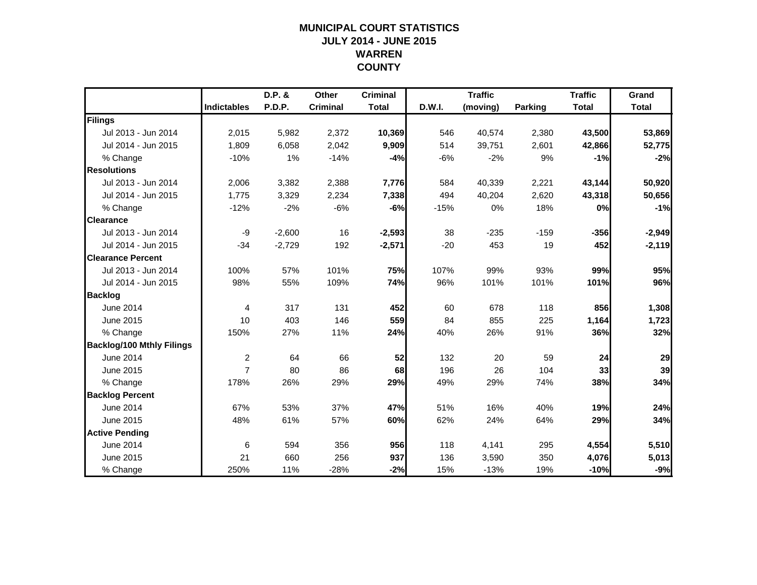# MUNICIPAL COURT STATISTICS
## JULY 2014 - JUNE 2015
## WARREN COUNTY

| | Indictables | D.P. & P.D.P. | Other Criminal | Criminal Total | D.W.I. | Traffic (moving) | Parking | Traffic Total | Grand Total |
|---|---|---|---|---|---|---|---|---|---|
| **Filings** | | | | | | | | | |
| Jul 2013 - Jun 2014 | 2,015 | 5,982 | 2,372 | **10,369** | 546 | 40,574 | 2,380 | **43,500** | **53,869** |
| Jul 2014 - Jun 2015 | 1,809 | 6,058 | 2,042 | **9,909** | 514 | 39,751 | 2,601 | **42,866** | **52,775** |
| % Change | -10% | 1% | -14% | **-4%** | -6% | -2% | 9% | **-1%** | **-2%** |
| **Resolutions** | | | | | | | | | |
| Jul 2013 - Jun 2014 | 2,006 | 3,382 | 2,388 | **7,776** | 584 | 40,339 | 2,221 | **43,144** | **50,920** |
| Jul 2014 - Jun 2015 | 1,775 | 3,329 | 2,234 | **7,338** | 494 | 40,204 | 2,620 | **43,318** | **50,656** |
| % Change | -12% | -2% | -6% | **-6%** | -15% | 0% | 18% | **0%** | **-1%** |
| **Clearance** | | | | | | | | | |
| Jul 2013 - Jun 2014 | -9 | -2,600 | 16 | **-2,593** | 38 | -235 | -159 | **-356** | **-2,949** |
| Jul 2014 - Jun 2015 | -34 | -2,729 | 192 | **-2,571** | -20 | 453 | 19 | **452** | **-2,119** |
| **Clearance Percent** | | | | | | | | | |
| Jul 2013 - Jun 2014 | 100% | 57% | 101% | **75%** | 107% | 99% | 93% | **99%** | **95%** |
| Jul 2014 - Jun 2015 | 98% | 55% | 109% | **74%** | 96% | 101% | 101% | **101%** | **96%** |
| **Backlog** | | | | | | | | | |
| June 2014 | 4 | 317 | 131 | **452** | 60 | 678 | 118 | **856** | **1,308** |
| June 2015 | 10 | 403 | 146 | **559** | 84 | 855 | 225 | **1,164** | **1,723** |
| % Change | 150% | 27% | 11% | **24%** | 40% | 26% | 91% | **36%** | **32%** |
| **Backlog/100 Mthly Filings** | | | | | | | | | |
| June 2014 | 2 | 64 | 66 | **52** | 132 | 20 | 59 | **24** | **29** |
| June 2015 | 7 | 80 | 86 | **68** | 196 | 26 | 104 | **33** | **39** |
| % Change | 178% | 26% | 29% | **29%** | 49% | 29% | 74% | **38%** | **34%** |
| **Backlog Percent** | | | | | | | | | |
| June 2014 | 67% | 53% | 37% | **47%** | 51% | 16% | 40% | **19%** | **24%** |
| June 2015 | 48% | 61% | 57% | **60%** | 62% | 24% | 64% | **29%** | **34%** |
| **Active Pending** | | | | | | | | | |
| June 2014 | 6 | 594 | 356 | **956** | 118 | 4,141 | 295 | **4,554** | **5,510** |
| June 2015 | 21 | 660 | 256 | **937** | 136 | 3,590 | 350 | **4,076** | **5,013** |
| % Change | 250% | 11% | -28% | **-2%** | 15% | -13% | 19% | **-10%** | **-9%** |